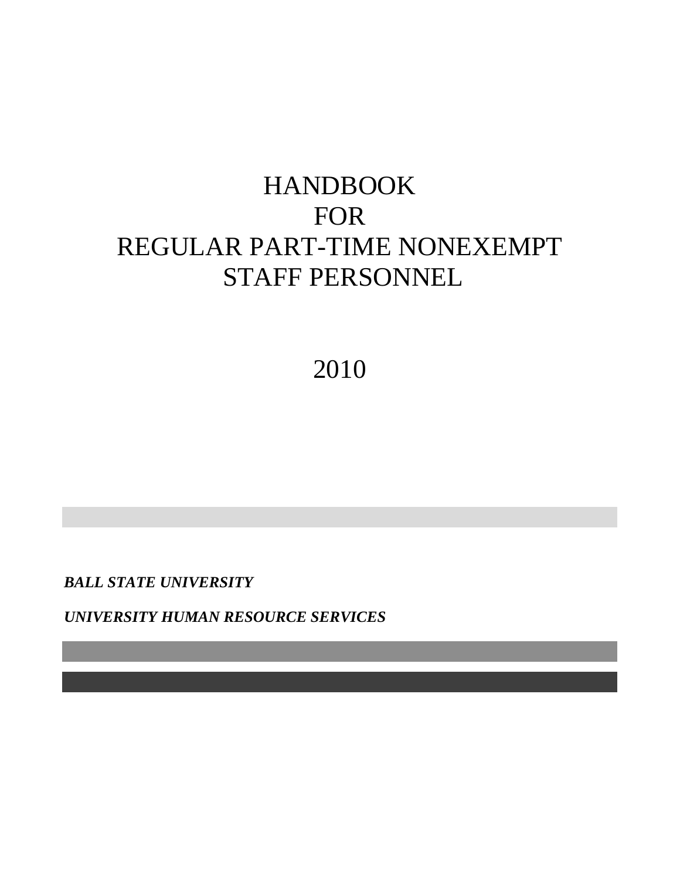# HANDBOOK
# FOR
# REGULAR PART-TIME NONEXEMPT
# STAFF PERSONNEL

## 2010

***BALL STATE UNIVERSITY***

***UNIVERSITY HUMAN RESOURCE SERVICES***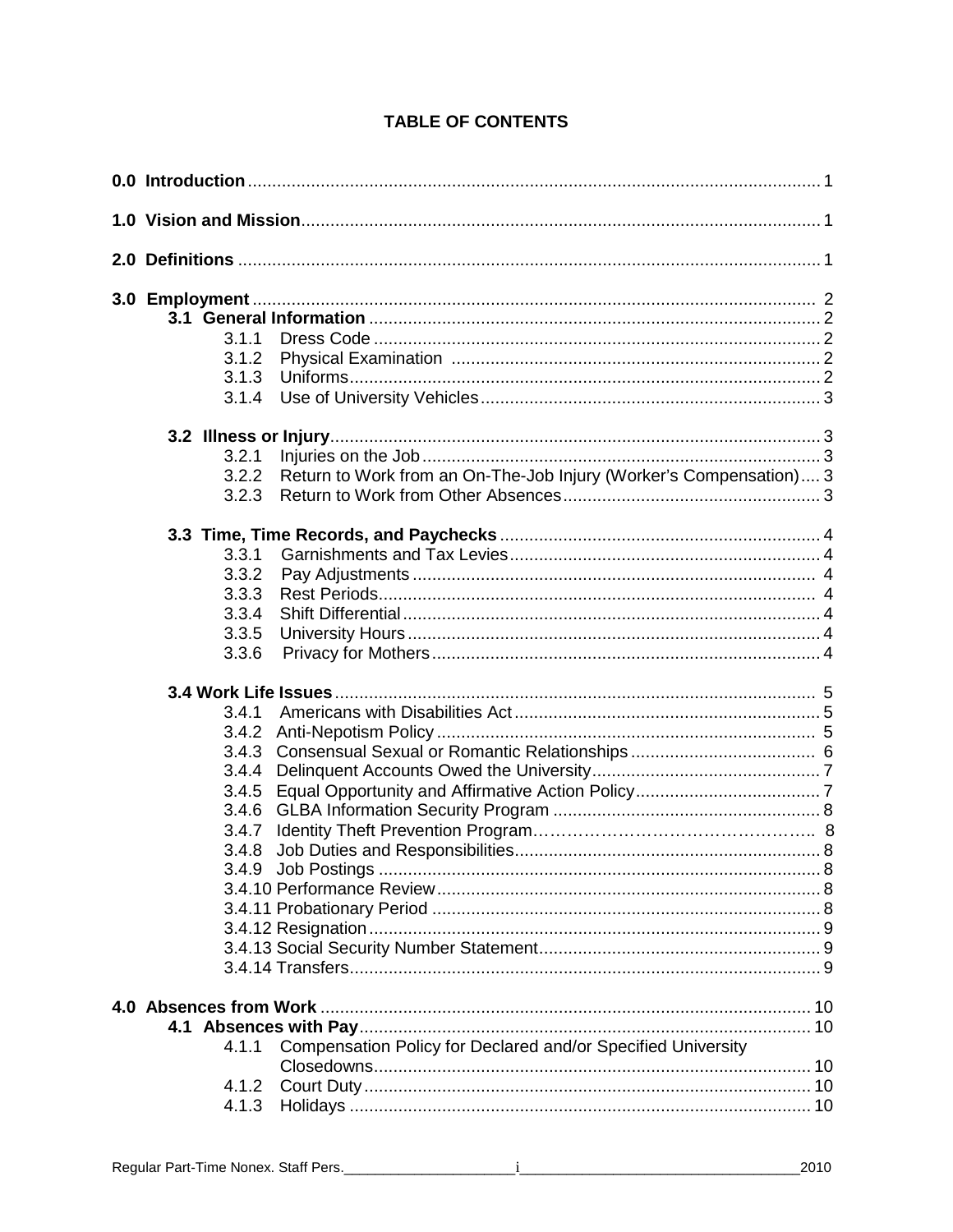# TABLE OF CONTENTS

**0.0 Introduction** .......... 1

**1.0 Vision and Mission** .......... 1

**2.0 Definitions** .......... 1

**3.0 Employment** .......... 2

- **3.1 General Information** .......... 2
  - 3.1.1 Dress Code .......... 2
  - 3.1.2 Physical Examination .......... 2
  - 3.1.3 Uniforms .......... 2
  - 3.1.4 Use of University Vehicles .......... 3
- **3.2 Illness or Injury** .......... 3
  - 3.2.1 Injuries on the Job .......... 3
  - 3.2.2 Return to Work from an On-The-Job Injury (Worker's Compensation) .......... 3
  - 3.2.3 Return to Work from Other Absences .......... 3
- **3.3 Time, Time Records, and Paychecks** .......... 4
  - 3.3.1 Garnishments and Tax Levies .......... 4
  - 3.3.2 Pay Adjustments .......... 4
  - 3.3.3 Rest Periods .......... 4
  - 3.3.4 Shift Differential .......... 4
  - 3.3.5 University Hours .......... 4
  - 3.3.6 Privacy for Mothers .......... 4
- **3.4 Work Life Issues** .......... 5
  - 3.4.1 Americans with Disabilities Act .......... 5
  - 3.4.2 Anti-Nepotism Policy .......... 5
  - 3.4.3 Consensual Sexual or Romantic Relationships .......... 6
  - 3.4.4 Delinquent Accounts Owed the University .......... 7
  - 3.4.5 Equal Opportunity and Affirmative Action Policy .......... 7
  - 3.4.6 GLBA Information Security Program .......... 8
  - 3.4.7 Identity Theft Prevention Program .......... 8
  - 3.4.8 Job Duties and Responsibilities .......... 8
  - 3.4.9 Job Postings .......... 8
  - 3.4.10 Performance Review .......... 8
  - 3.4.11 Probationary Period .......... 8
  - 3.4.12 Resignation .......... 9
  - 3.4.13 Social Security Number Statement .......... 9
  - 3.4.14 Transfers .......... 9

**4.0 Absences from Work** .......... 10

- **4.1 Absences with Pay** .......... 10
  - 4.1.1 Compensation Policy for Declared and/or Specified University Closedowns .......... 10
  - 4.1.2 Court Duty .......... 10
  - 4.1.3 Holidays .......... 10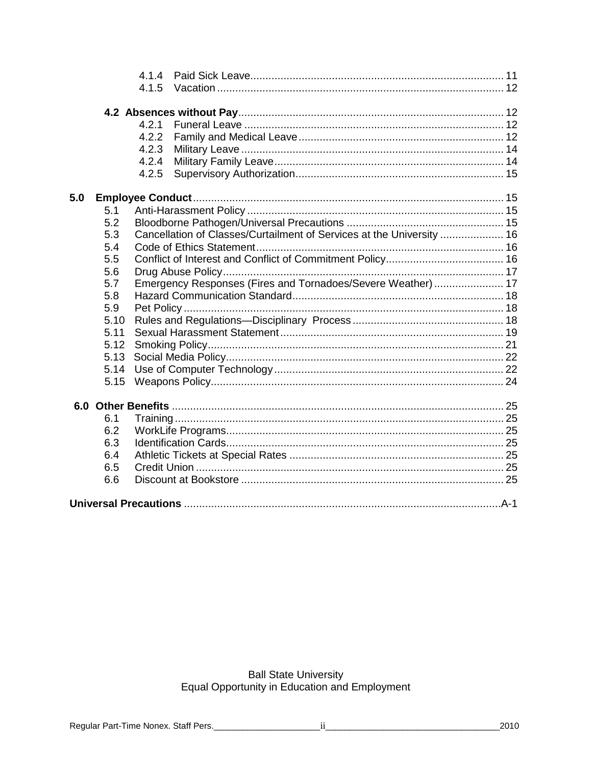4.1.4 Paid Sick Leave ..... 11
4.1.5 Vacation ..... 12

**4.2 Absences without Pay** ..... 12
4.2.1 Funeral Leave ..... 12
4.2.2 Family and Medical Leave ..... 12
4.2.3 Military Leave ..... 14
4.2.4 Military Family Leave ..... 14
4.2.5 Supervisory Authorization ..... 15

**5.0 Employee Conduct** ..... 15
5.1 Anti-Harassment Policy ..... 15
5.2 Bloodborne Pathogen/Universal Precautions ..... 15
5.3 Cancellation of Classes/Curtailment of Services at the University ..... 16
5.4 Code of Ethics Statement ..... 16
5.5 Conflict of Interest and Conflict of Commitment Policy ..... 16
5.6 Drug Abuse Policy ..... 17
5.7 Emergency Responses (Fires and Tornadoes/Severe Weather) ..... 17
5.8 Hazard Communication Standard ..... 18
5.9 Pet Policy ..... 18
5.10 Rules and Regulations—Disciplinary Process ..... 18
5.11 Sexual Harassment Statement ..... 19
5.12 Smoking Policy ..... 21
5.13 Social Media Policy ..... 22
5.14 Use of Computer Technology ..... 22
5.15 Weapons Policy ..... 24

**6.0 Other Benefits** ..... 25
6.1 Training ..... 25
6.2 WorkLife Programs ..... 25
6.3 Identification Cards ..... 25
6.4 Athletic Tickets at Special Rates ..... 25
6.5 Credit Union ..... 25
6.6 Discount at Bookstore ..... 25

**Universal Precautions** ..... A-1

Ball State University
Equal Opportunity in Education and Employment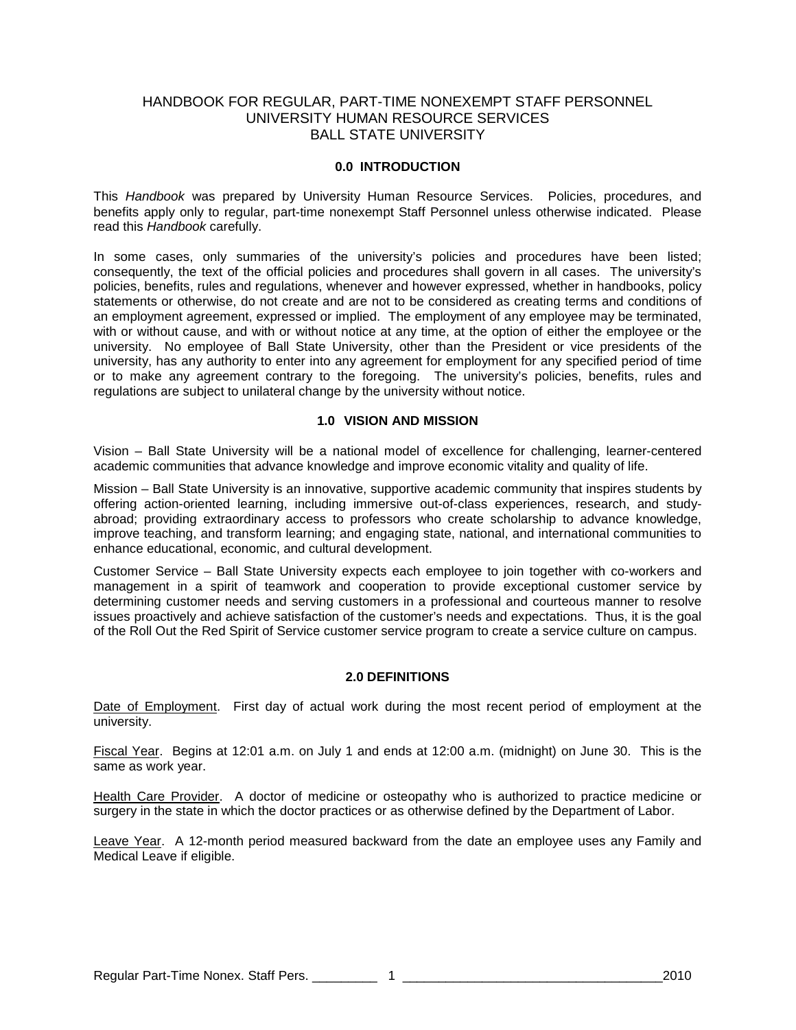# HANDBOOK FOR REGULAR, PART-TIME NONEXEMPT STAFF PERSONNEL
# UNIVERSITY HUMAN RESOURCE SERVICES
# BALL STATE UNIVERSITY

## 0.0 INTRODUCTION

This *Handbook* was prepared by University Human Resource Services. Policies, procedures, and benefits apply only to regular, part-time nonexempt Staff Personnel unless otherwise indicated. Please read this *Handbook* carefully.

In some cases, only summaries of the university's policies and procedures have been listed; consequently, the text of the official policies and procedures shall govern in all cases. The university's policies, benefits, rules and regulations, whenever and however expressed, whether in handbooks, policy statements or otherwise, do not create and are not to be considered as creating terms and conditions of an employment agreement, expressed or implied. The employment of any employee may be terminated, with or without cause, and with or without notice at any time, at the option of either the employee or the university. No employee of Ball State University, other than the President or vice presidents of the university, has any authority to enter into any agreement for employment for any specified period of time or to make any agreement contrary to the foregoing. The university's policies, benefits, rules and regulations are subject to unilateral change by the university without notice.

## 1.0 VISION AND MISSION

Vision – Ball State University will be a national model of excellence for challenging, learner-centered academic communities that advance knowledge and improve economic vitality and quality of life.

Mission – Ball State University is an innovative, supportive academic community that inspires students by offering action-oriented learning, including immersive out-of-class experiences, research, and study-abroad; providing extraordinary access to professors who create scholarship to advance knowledge, improve teaching, and transform learning; and engaging state, national, and international communities to enhance educational, economic, and cultural development.

Customer Service – Ball State University expects each employee to join together with co-workers and management in a spirit of teamwork and cooperation to provide exceptional customer service by determining customer needs and serving customers in a professional and courteous manner to resolve issues proactively and achieve satisfaction of the customer's needs and expectations. Thus, it is the goal of the Roll Out the Red Spirit of Service customer service program to create a service culture on campus.

## 2.0 DEFINITIONS

Date of Employment. First day of actual work during the most recent period of employment at the university.

Fiscal Year. Begins at 12:01 a.m. on July 1 and ends at 12:00 a.m. (midnight) on June 30. This is the same as work year.

Health Care Provider. A doctor of medicine or osteopathy who is authorized to practice medicine or surgery in the state in which the doctor practices or as otherwise defined by the Department of Labor.

Leave Year. A 12-month period measured backward from the date an employee uses any Family and Medical Leave if eligible.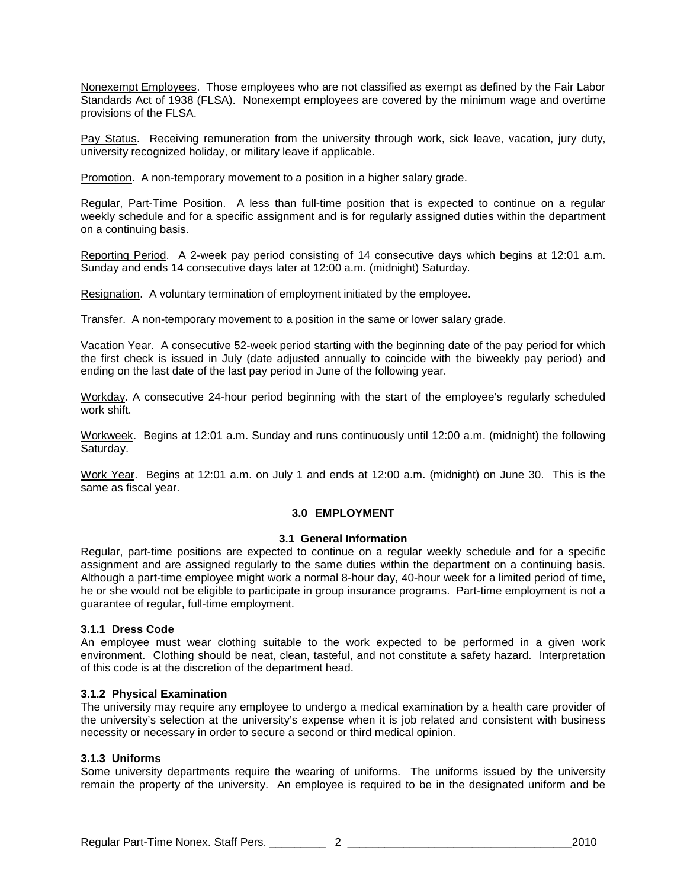Nonexempt Employees. Those employees who are not classified as exempt as defined by the Fair Labor Standards Act of 1938 (FLSA). Nonexempt employees are covered by the minimum wage and overtime provisions of the FLSA.

Pay Status. Receiving remuneration from the university through work, sick leave, vacation, jury duty, university recognized holiday, or military leave if applicable.

Promotion. A non-temporary movement to a position in a higher salary grade.

Regular, Part-Time Position. A less than full-time position that is expected to continue on a regular weekly schedule and for a specific assignment and is for regularly assigned duties within the department on a continuing basis.

Reporting Period. A 2-week pay period consisting of 14 consecutive days which begins at 12:01 a.m. Sunday and ends 14 consecutive days later at 12:00 a.m. (midnight) Saturday.

Resignation. A voluntary termination of employment initiated by the employee.

Transfer. A non-temporary movement to a position in the same or lower salary grade.

Vacation Year. A consecutive 52-week period starting with the beginning date of the pay period for which the first check is issued in July (date adjusted annually to coincide with the biweekly pay period) and ending on the last date of the last pay period in June of the following year.

Workday. A consecutive 24-hour period beginning with the start of the employee's regularly scheduled work shift.

Workweek. Begins at 12:01 a.m. Sunday and runs continuously until 12:00 a.m. (midnight) the following Saturday.

Work Year. Begins at 12:01 a.m. on July 1 and ends at 12:00 a.m. (midnight) on June 30. This is the same as fiscal year.

## 3.0 EMPLOYMENT

### 3.1 General Information

Regular, part-time positions are expected to continue on a regular weekly schedule and for a specific assignment and are assigned regularly to the same duties within the department on a continuing basis. Although a part-time employee might work a normal 8-hour day, 40-hour week for a limited period of time, he or she would not be eligible to participate in group insurance programs. Part-time employment is not a guarantee of regular, full-time employment.

#### 3.1.1 Dress Code

An employee must wear clothing suitable to the work expected to be performed in a given work environment. Clothing should be neat, clean, tasteful, and not constitute a safety hazard. Interpretation of this code is at the discretion of the department head.

#### 3.1.2 Physical Examination

The university may require any employee to undergo a medical examination by a health care provider of the university's selection at the university's expense when it is job related and consistent with business necessity or necessary in order to secure a second or third medical opinion.

#### 3.1.3 Uniforms

Some university departments require the wearing of uniforms. The uniforms issued by the university remain the property of the university. An employee is required to be in the designated uniform and be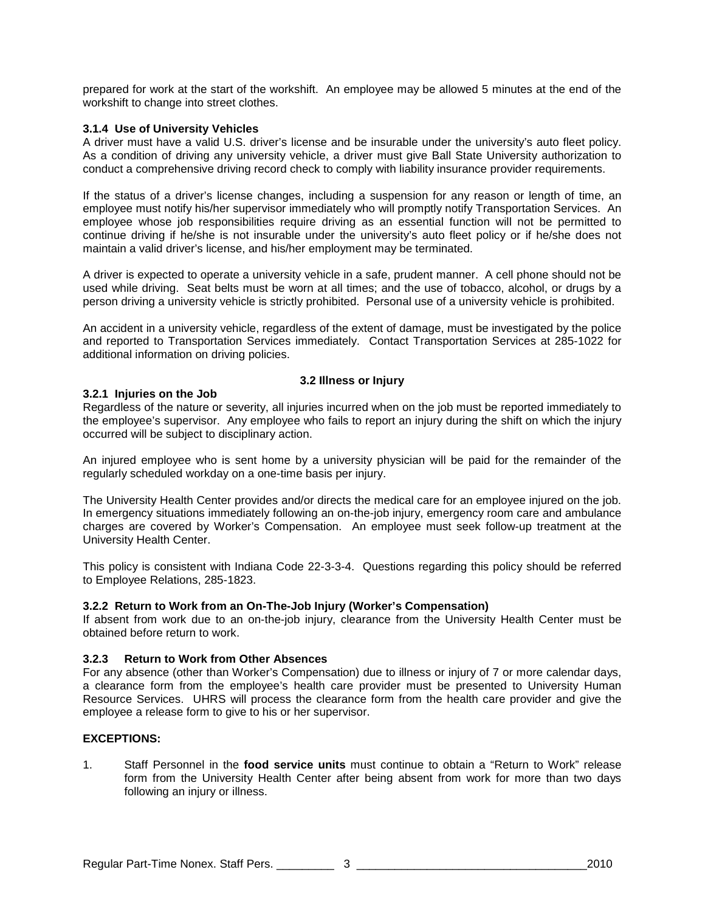prepared for work at the start of the workshift. An employee may be allowed 5 minutes at the end of the workshift to change into street clothes.

### 3.1.4 Use of University Vehicles

A driver must have a valid U.S. driver's license and be insurable under the university's auto fleet policy. As a condition of driving any university vehicle, a driver must give Ball State University authorization to conduct a comprehensive driving record check to comply with liability insurance provider requirements.

If the status of a driver's license changes, including a suspension for any reason or length of time, an employee must notify his/her supervisor immediately who will promptly notify Transportation Services. An employee whose job responsibilities require driving as an essential function will not be permitted to continue driving if he/she is not insurable under the university's auto fleet policy or if he/she does not maintain a valid driver's license, and his/her employment may be terminated.

A driver is expected to operate a university vehicle in a safe, prudent manner. A cell phone should not be used while driving. Seat belts must be worn at all times; and the use of tobacco, alcohol, or drugs by a person driving a university vehicle is strictly prohibited. Personal use of a university vehicle is prohibited.

An accident in a university vehicle, regardless of the extent of damage, must be investigated by the police and reported to Transportation Services immediately. Contact Transportation Services at 285-1022 for additional information on driving policies.

## 3.2 Illness or Injury

### 3.2.1 Injuries on the Job

Regardless of the nature or severity, all injuries incurred when on the job must be reported immediately to the employee's supervisor. Any employee who fails to report an injury during the shift on which the injury occurred will be subject to disciplinary action.

An injured employee who is sent home by a university physician will be paid for the remainder of the regularly scheduled workday on a one-time basis per injury.

The University Health Center provides and/or directs the medical care for an employee injured on the job. In emergency situations immediately following an on-the-job injury, emergency room care and ambulance charges are covered by Worker's Compensation. An employee must seek follow-up treatment at the University Health Center.

This policy is consistent with Indiana Code 22-3-3-4. Questions regarding this policy should be referred to Employee Relations, 285-1823.

### 3.2.2 Return to Work from an On-The-Job Injury (Worker's Compensation)

If absent from work due to an on-the-job injury, clearance from the University Health Center must be obtained before return to work.

### 3.2.3 Return to Work from Other Absences

For any absence (other than Worker's Compensation) due to illness or injury of 7 or more calendar days, a clearance form from the employee's health care provider must be presented to University Human Resource Services. UHRS will process the clearance form from the health care provider and give the employee a release form to give to his or her supervisor.

**EXCEPTIONS:**

1. Staff Personnel in the **food service units** must continue to obtain a "Return to Work" release form from the University Health Center after being absent from work for more than two days following an injury or illness.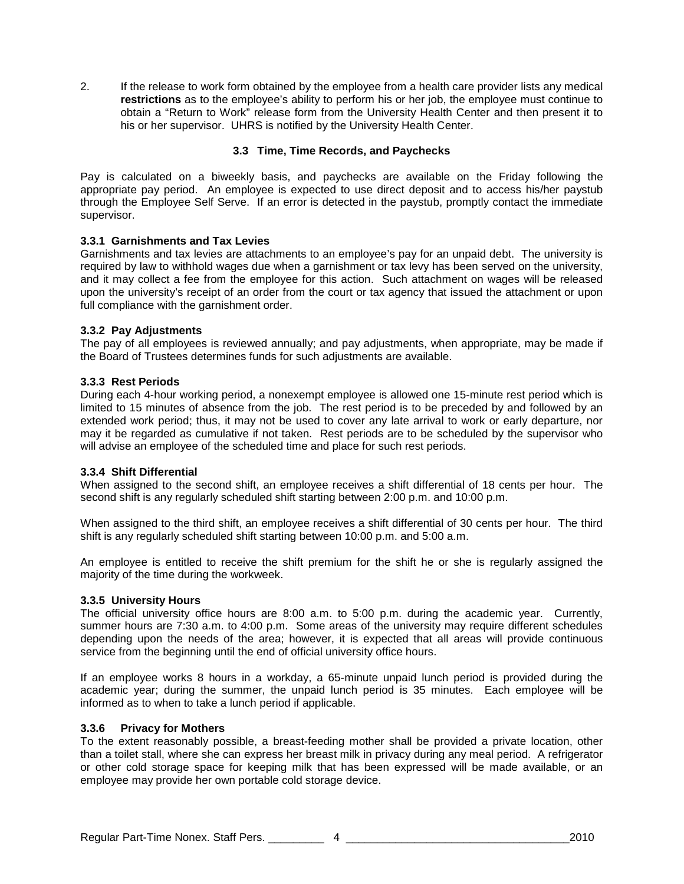2. If the release to work form obtained by the employee from a health care provider lists any medical **restrictions** as to the employee's ability to perform his or her job, the employee must continue to obtain a "Return to Work" release form from the University Health Center and then present it to his or her supervisor. UHRS is notified by the University Health Center.

## 3.3 Time, Time Records, and Paychecks

Pay is calculated on a biweekly basis, and paychecks are available on the Friday following the appropriate pay period. An employee is expected to use direct deposit and to access his/her paystub through the Employee Self Serve. If an error is detected in the paystub, promptly contact the immediate supervisor.

### 3.3.1 Garnishments and Tax Levies

Garnishments and tax levies are attachments to an employee's pay for an unpaid debt. The university is required by law to withhold wages due when a garnishment or tax levy has been served on the university, and it may collect a fee from the employee for this action. Such attachment on wages will be released upon the university's receipt of an order from the court or tax agency that issued the attachment or upon full compliance with the garnishment order.

### 3.3.2 Pay Adjustments

The pay of all employees is reviewed annually; and pay adjustments, when appropriate, may be made if the Board of Trustees determines funds for such adjustments are available.

### 3.3.3 Rest Periods

During each 4-hour working period, a nonexempt employee is allowed one 15-minute rest period which is limited to 15 minutes of absence from the job. The rest period is to be preceded by and followed by an extended work period; thus, it may not be used to cover any late arrival to work or early departure, nor may it be regarded as cumulative if not taken. Rest periods are to be scheduled by the supervisor who will advise an employee of the scheduled time and place for such rest periods.

### 3.3.4 Shift Differential

When assigned to the second shift, an employee receives a shift differential of 18 cents per hour. The second shift is any regularly scheduled shift starting between 2:00 p.m. and 10:00 p.m.

When assigned to the third shift, an employee receives a shift differential of 30 cents per hour. The third shift is any regularly scheduled shift starting between 10:00 p.m. and 5:00 a.m.

An employee is entitled to receive the shift premium for the shift he or she is regularly assigned the majority of the time during the workweek.

### 3.3.5 University Hours

The official university office hours are 8:00 a.m. to 5:00 p.m. during the academic year. Currently, summer hours are 7:30 a.m. to 4:00 p.m. Some areas of the university may require different schedules depending upon the needs of the area; however, it is expected that all areas will provide continuous service from the beginning until the end of official university office hours.

If an employee works 8 hours in a workday, a 65-minute unpaid lunch period is provided during the academic year; during the summer, the unpaid lunch period is 35 minutes. Each employee will be informed as to when to take a lunch period if applicable.

### 3.3.6 Privacy for Mothers

To the extent reasonably possible, a breast-feeding mother shall be provided a private location, other than a toilet stall, where she can express her breast milk in privacy during any meal period. A refrigerator or other cold storage space for keeping milk that has been expressed will be made available, or an employee may provide her own portable cold storage device.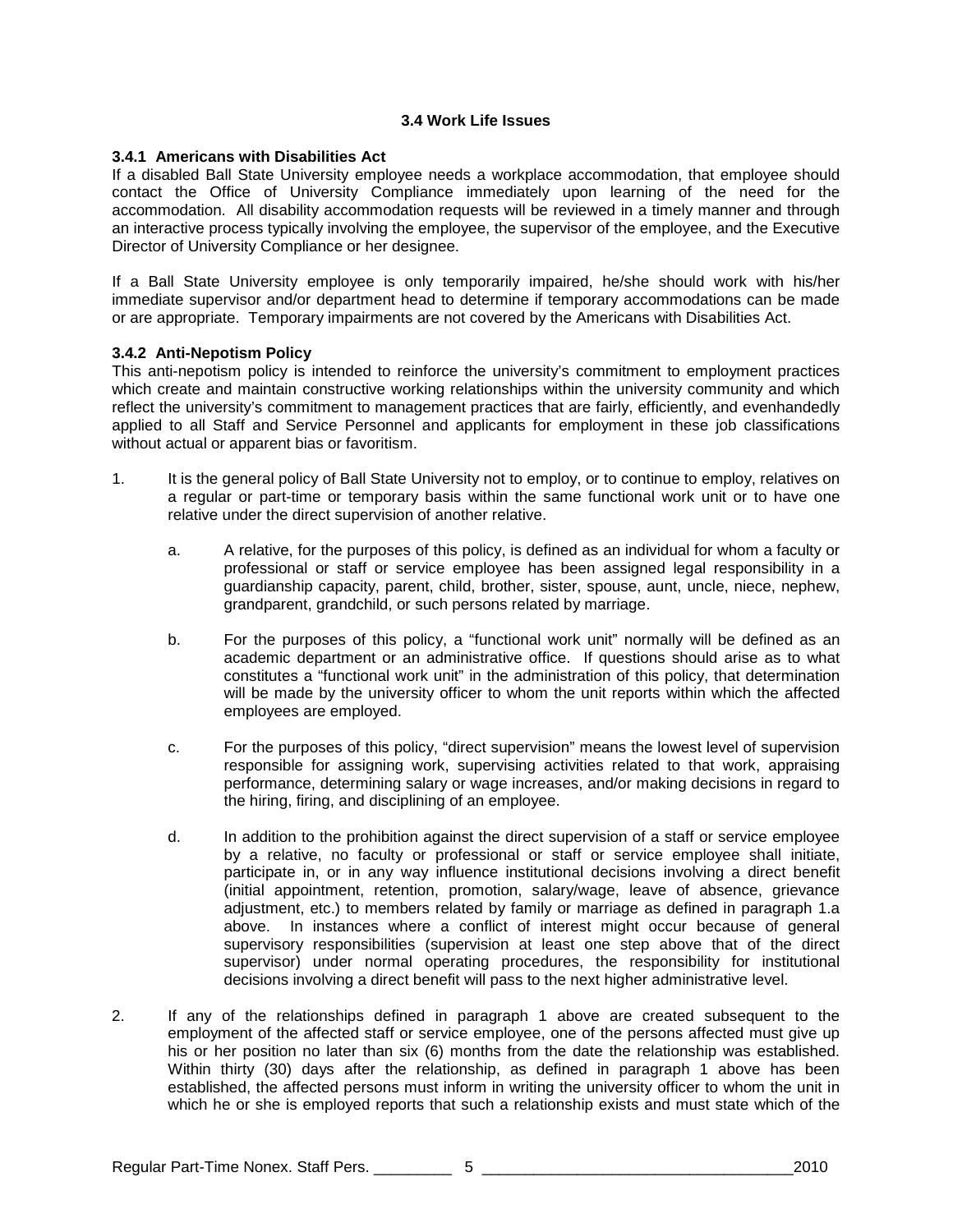## 3.4 Work Life Issues

### 3.4.1 Americans with Disabilities Act

If a disabled Ball State University employee needs a workplace accommodation, that employee should contact the Office of University Compliance immediately upon learning of the need for the accommodation. All disability accommodation requests will be reviewed in a timely manner and through an interactive process typically involving the employee, the supervisor of the employee, and the Executive Director of University Compliance or her designee.

If a Ball State University employee is only temporarily impaired, he/she should work with his/her immediate supervisor and/or department head to determine if temporary accommodations can be made or are appropriate. Temporary impairments are not covered by the Americans with Disabilities Act.

### 3.4.2 Anti-Nepotism Policy

This anti-nepotism policy is intended to reinforce the university's commitment to employment practices which create and maintain constructive working relationships within the university community and which reflect the university's commitment to management practices that are fairly, efficiently, and evenhandedly applied to all Staff and Service Personnel and applicants for employment in these job classifications without actual or apparent bias or favoritism.

1. It is the general policy of Ball State University not to employ, or to continue to employ, relatives on a regular or part-time or temporary basis within the same functional work unit or to have one relative under the direct supervision of another relative.

    a. A relative, for the purposes of this policy, is defined as an individual for whom a faculty or professional or staff or service employee has been assigned legal responsibility in a guardianship capacity, parent, child, brother, sister, spouse, aunt, uncle, niece, nephew, grandparent, grandchild, or such persons related by marriage.

    b. For the purposes of this policy, a "functional work unit" normally will be defined as an academic department or an administrative office. If questions should arise as to what constitutes a "functional work unit" in the administration of this policy, that determination will be made by the university officer to whom the unit reports within which the affected employees are employed.

    c. For the purposes of this policy, "direct supervision" means the lowest level of supervision responsible for assigning work, supervising activities related to that work, appraising performance, determining salary or wage increases, and/or making decisions in regard to the hiring, firing, and disciplining of an employee.

    d. In addition to the prohibition against the direct supervision of a staff or service employee by a relative, no faculty or professional or staff or service employee shall initiate, participate in, or in any way influence institutional decisions involving a direct benefit (initial appointment, retention, promotion, salary/wage, leave of absence, grievance adjustment, etc.) to members related by family or marriage as defined in paragraph 1.a above. In instances where a conflict of interest might occur because of general supervisory responsibilities (supervision at least one step above that of the direct supervisor) under normal operating procedures, the responsibility for institutional decisions involving a direct benefit will pass to the next higher administrative level.

2. If any of the relationships defined in paragraph 1 above are created subsequent to the employment of the affected staff or service employee, one of the persons affected must give up his or her position no later than six (6) months from the date the relationship was established. Within thirty (30) days after the relationship, as defined in paragraph 1 above has been established, the affected persons must inform in writing the university officer to whom the unit in which he or she is employed reports that such a relationship exists and must state which of the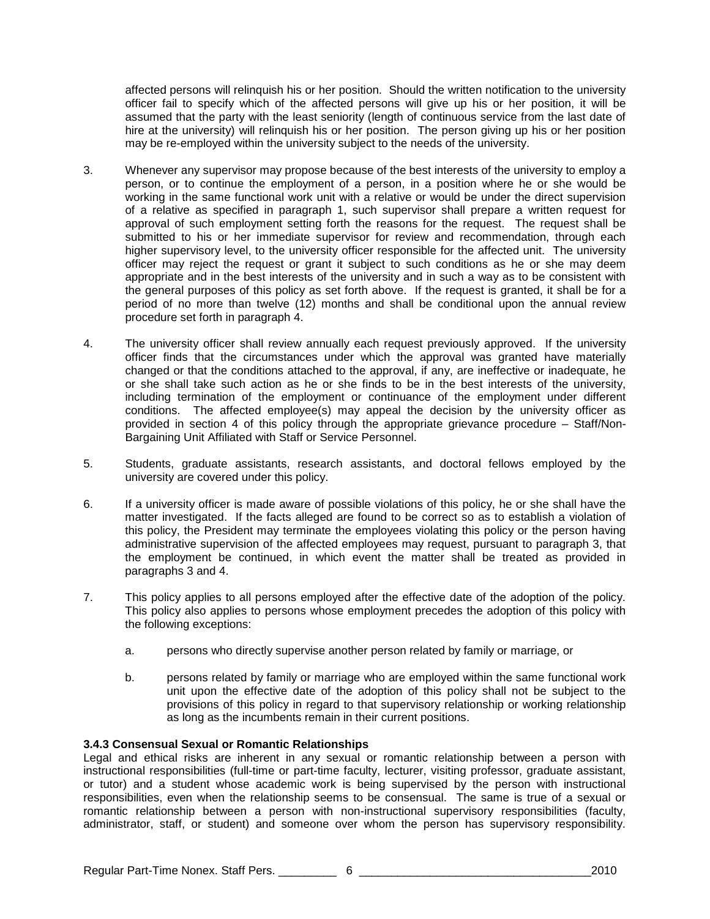affected persons will relinquish his or her position. Should the written notification to the university officer fail to specify which of the affected persons will give up his or her position, it will be assumed that the party with the least seniority (length of continuous service from the last date of hire at the university) will relinquish his or her position. The person giving up his or her position may be re-employed within the university subject to the needs of the university.

3. Whenever any supervisor may propose because of the best interests of the university to employ a person, or to continue the employment of a person, in a position where he or she would be working in the same functional work unit with a relative or would be under the direct supervision of a relative as specified in paragraph 1, such supervisor shall prepare a written request for approval of such employment setting forth the reasons for the request. The request shall be submitted to his or her immediate supervisor for review and recommendation, through each higher supervisory level, to the university officer responsible for the affected unit. The university officer may reject the request or grant it subject to such conditions as he or she may deem appropriate and in the best interests of the university and in such a way as to be consistent with the general purposes of this policy as set forth above. If the request is granted, it shall be for a period of no more than twelve (12) months and shall be conditional upon the annual review procedure set forth in paragraph 4.

4. The university officer shall review annually each request previously approved. If the university officer finds that the circumstances under which the approval was granted have materially changed or that the conditions attached to the approval, if any, are ineffective or inadequate, he or she shall take such action as he or she finds to be in the best interests of the university, including termination of the employment or continuance of the employment under different conditions. The affected employee(s) may appeal the decision by the university officer as provided in section 4 of this policy through the appropriate grievance procedure – Staff/Non-Bargaining Unit Affiliated with Staff or Service Personnel.

5. Students, graduate assistants, research assistants, and doctoral fellows employed by the university are covered under this policy.

6. If a university officer is made aware of possible violations of this policy, he or she shall have the matter investigated. If the facts alleged are found to be correct so as to establish a violation of this policy, the President may terminate the employees violating this policy or the person having administrative supervision of the affected employees may request, pursuant to paragraph 3, that the employment be continued, in which event the matter shall be treated as provided in paragraphs 3 and 4.

7. This policy applies to all persons employed after the effective date of the adoption of the policy. This policy also applies to persons whose employment precedes the adoption of this policy with the following exceptions:

   a. persons who directly supervise another person related by family or marriage, or

   b. persons related by family or marriage who are employed within the same functional work unit upon the effective date of the adoption of this policy shall not be subject to the provisions of this policy in regard to that supervisory relationship or working relationship as long as the incumbents remain in their current positions.

### 3.4.3 Consensual Sexual or Romantic Relationships

Legal and ethical risks are inherent in any sexual or romantic relationship between a person with instructional responsibilities (full-time or part-time faculty, lecturer, visiting professor, graduate assistant, or tutor) and a student whose academic work is being supervised by the person with instructional responsibilities, even when the relationship seems to be consensual. The same is true of a sexual or romantic relationship between a person with non-instructional supervisory responsibilities (faculty, administrator, staff, or student) and someone over whom the person has supervisory responsibility.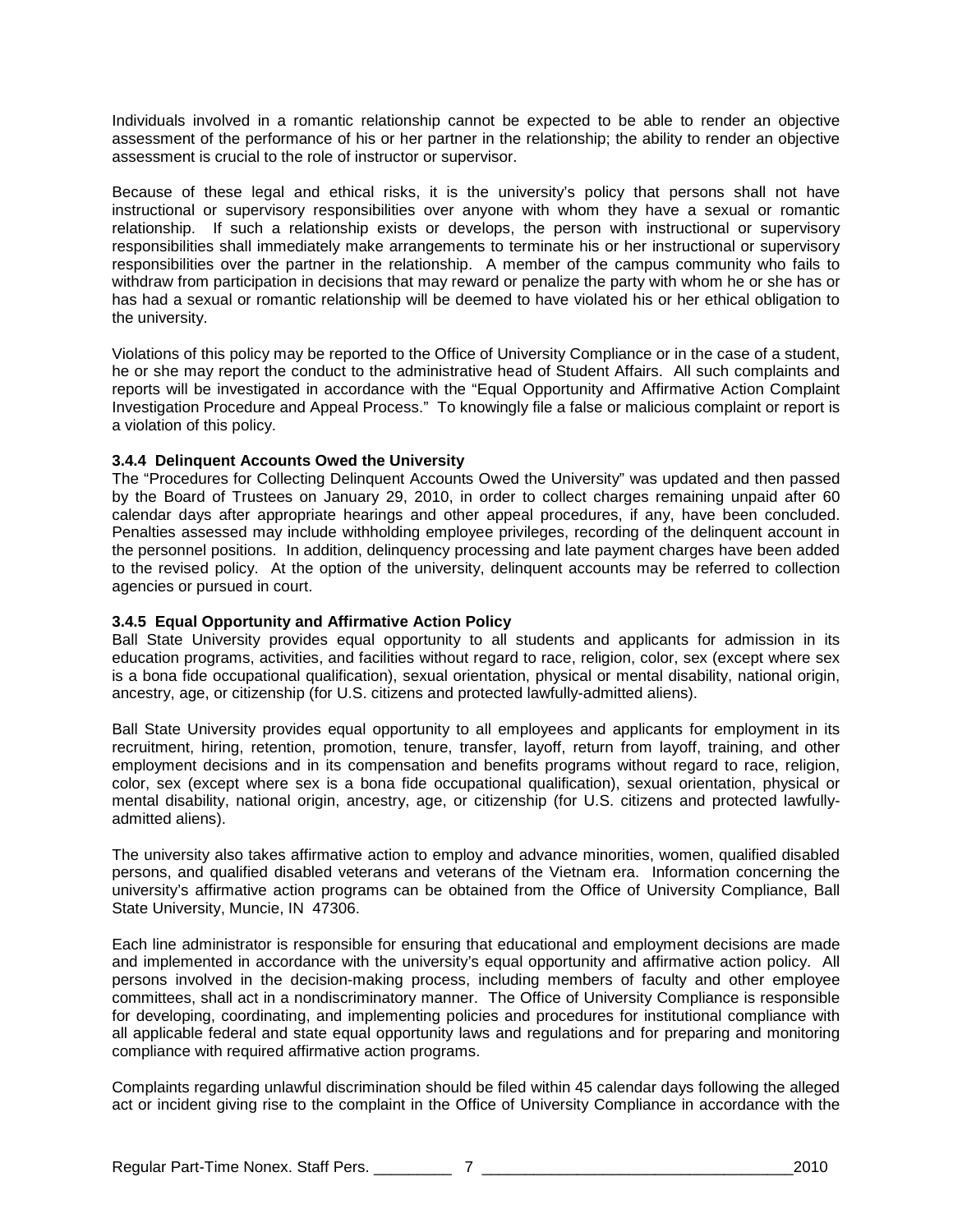Individuals involved in a romantic relationship cannot be expected to be able to render an objective assessment of the performance of his or her partner in the relationship; the ability to render an objective assessment is crucial to the role of instructor or supervisor.

Because of these legal and ethical risks, it is the university's policy that persons shall not have instructional or supervisory responsibilities over anyone with whom they have a sexual or romantic relationship. If such a relationship exists or develops, the person with instructional or supervisory responsibilities shall immediately make arrangements to terminate his or her instructional or supervisory responsibilities over the partner in the relationship. A member of the campus community who fails to withdraw from participation in decisions that may reward or penalize the party with whom he or she has or has had a sexual or romantic relationship will be deemed to have violated his or her ethical obligation to the university.

Violations of this policy may be reported to the Office of University Compliance or in the case of a student, he or she may report the conduct to the administrative head of Student Affairs. All such complaints and reports will be investigated in accordance with the "Equal Opportunity and Affirmative Action Complaint Investigation Procedure and Appeal Process." To knowingly file a false or malicious complaint or report is a violation of this policy.

**3.4.4 Delinquent Accounts Owed the University**

The "Procedures for Collecting Delinquent Accounts Owed the University" was updated and then passed by the Board of Trustees on January 29, 2010, in order to collect charges remaining unpaid after 60 calendar days after appropriate hearings and other appeal procedures, if any, have been concluded. Penalties assessed may include withholding employee privileges, recording of the delinquent account in the personnel positions. In addition, delinquency processing and late payment charges have been added to the revised policy. At the option of the university, delinquent accounts may be referred to collection agencies or pursued in court.

**3.4.5 Equal Opportunity and Affirmative Action Policy**

Ball State University provides equal opportunity to all students and applicants for admission in its education programs, activities, and facilities without regard to race, religion, color, sex (except where sex is a bona fide occupational qualification), sexual orientation, physical or mental disability, national origin, ancestry, age, or citizenship (for U.S. citizens and protected lawfully-admitted aliens).

Ball State University provides equal opportunity to all employees and applicants for employment in its recruitment, hiring, retention, promotion, tenure, transfer, layoff, return from layoff, training, and other employment decisions and in its compensation and benefits programs without regard to race, religion, color, sex (except where sex is a bona fide occupational qualification), sexual orientation, physical or mental disability, national origin, ancestry, age, or citizenship (for U.S. citizens and protected lawfully-admitted aliens).

The university also takes affirmative action to employ and advance minorities, women, qualified disabled persons, and qualified disabled veterans and veterans of the Vietnam era. Information concerning the university's affirmative action programs can be obtained from the Office of University Compliance, Ball State University, Muncie, IN 47306.

Each line administrator is responsible for ensuring that educational and employment decisions are made and implemented in accordance with the university's equal opportunity and affirmative action policy. All persons involved in the decision-making process, including members of faculty and other employee committees, shall act in a nondiscriminatory manner. The Office of University Compliance is responsible for developing, coordinating, and implementing policies and procedures for institutional compliance with all applicable federal and state equal opportunity laws and regulations and for preparing and monitoring compliance with required affirmative action programs.

Complaints regarding unlawful discrimination should be filed within 45 calendar days following the alleged act or incident giving rise to the complaint in the Office of University Compliance in accordance with the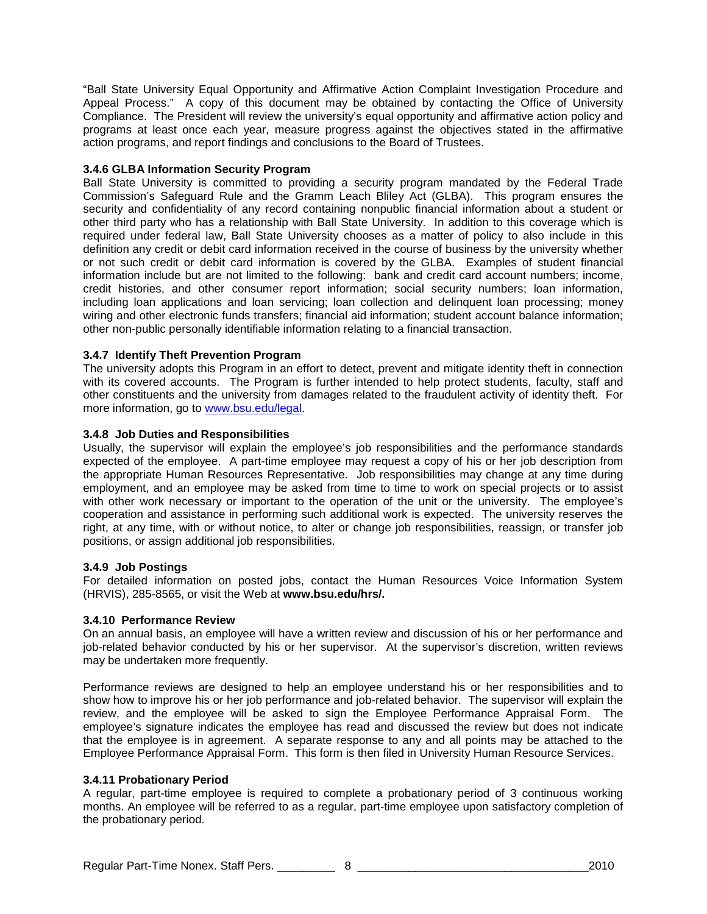"Ball State University Equal Opportunity and Affirmative Action Complaint Investigation Procedure and Appeal Process." A copy of this document may be obtained by contacting the Office of University Compliance. The President will review the university's equal opportunity and affirmative action policy and programs at least once each year, measure progress against the objectives stated in the affirmative action programs, and report findings and conclusions to the Board of Trustees.

### 3.4.6 GLBA Information Security Program

Ball State University is committed to providing a security program mandated by the Federal Trade Commission's Safeguard Rule and the Gramm Leach Bliley Act (GLBA). This program ensures the security and confidentiality of any record containing nonpublic financial information about a student or other third party who has a relationship with Ball State University. In addition to this coverage which is required under federal law, Ball State University chooses as a matter of policy to also include in this definition any credit or debit card information received in the course of business by the university whether or not such credit or debit card information is covered by the GLBA. Examples of student financial information include but are not limited to the following: bank and credit card account numbers; income, credit histories, and other consumer report information; social security numbers; loan information, including loan applications and loan servicing; loan collection and delinquent loan processing; money wiring and other electronic funds transfers; financial aid information; student account balance information; other non-public personally identifiable information relating to a financial transaction.

### 3.4.7 Identify Theft Prevention Program

The university adopts this Program in an effort to detect, prevent and mitigate identity theft in connection with its covered accounts. The Program is further intended to help protect students, faculty, staff and other constituents and the university from damages related to the fraudulent activity of identity theft. For more information, go to [www.bsu.edu/legal](http://www.bsu.edu/legal).

### 3.4.8 Job Duties and Responsibilities

Usually, the supervisor will explain the employee's job responsibilities and the performance standards expected of the employee. A part-time employee may request a copy of his or her job description from the appropriate Human Resources Representative. Job responsibilities may change at any time during employment, and an employee may be asked from time to time to work on special projects or to assist with other work necessary or important to the operation of the unit or the university. The employee's cooperation and assistance in performing such additional work is expected. The university reserves the right, at any time, with or without notice, to alter or change job responsibilities, reassign, or transfer job positions, or assign additional job responsibilities.

### 3.4.9 Job Postings

For detailed information on posted jobs, contact the Human Resources Voice Information System (HRVIS), 285-8565, or visit the Web at **www.bsu.edu/hrs/.**

### 3.4.10 Performance Review

On an annual basis, an employee will have a written review and discussion of his or her performance and job-related behavior conducted by his or her supervisor. At the supervisor's discretion, written reviews may be undertaken more frequently.

Performance reviews are designed to help an employee understand his or her responsibilities and to show how to improve his or her job performance and job-related behavior. The supervisor will explain the review, and the employee will be asked to sign the Employee Performance Appraisal Form. The employee's signature indicates the employee has read and discussed the review but does not indicate that the employee is in agreement. A separate response to any and all points may be attached to the Employee Performance Appraisal Form. This form is then filed in University Human Resource Services.

### 3.4.11 Probationary Period

A regular, part-time employee is required to complete a probationary period of 3 continuous working months. An employee will be referred to as a regular, part-time employee upon satisfactory completion of the probationary period.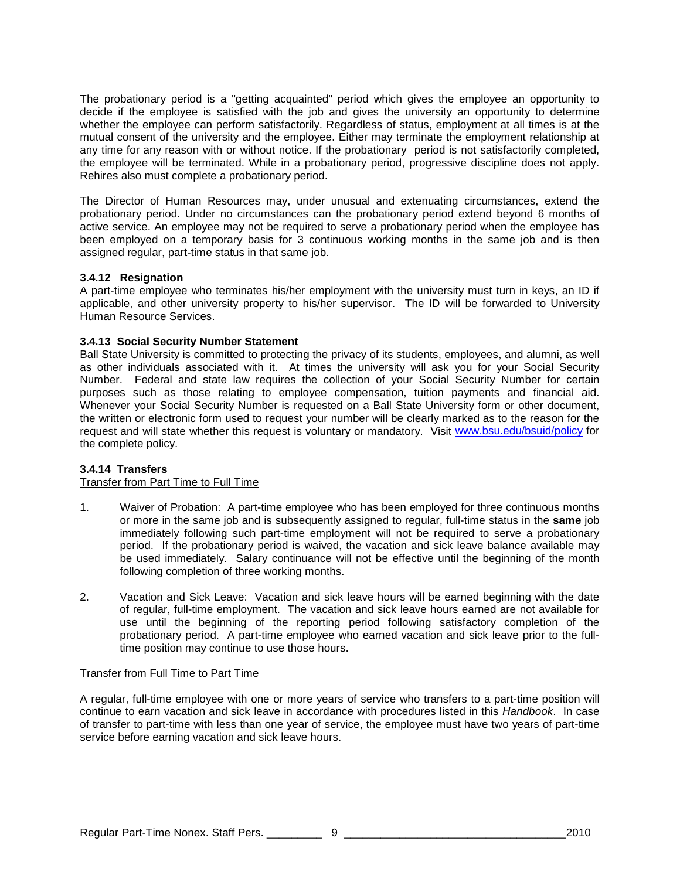The probationary period is a "getting acquainted" period which gives the employee an opportunity to decide if the employee is satisfied with the job and gives the university an opportunity to determine whether the employee can perform satisfactorily. Regardless of status, employment at all times is at the mutual consent of the university and the employee. Either may terminate the employment relationship at any time for any reason with or without notice. If the probationary period is not satisfactorily completed, the employee will be terminated. While in a probationary period, progressive discipline does not apply. Rehires also must complete a probationary period.

The Director of Human Resources may, under unusual and extenuating circumstances, extend the probationary period. Under no circumstances can the probationary period extend beyond 6 months of active service. An employee may not be required to serve a probationary period when the employee has been employed on a temporary basis for 3 continuous working months in the same job and is then assigned regular, part-time status in that same job.

### 3.4.12 Resignation

A part-time employee who terminates his/her employment with the university must turn in keys, an ID if applicable, and other university property to his/her supervisor. The ID will be forwarded to University Human Resource Services.

### 3.4.13 Social Security Number Statement

Ball State University is committed to protecting the privacy of its students, employees, and alumni, as well as other individuals associated with it. At times the university will ask you for your Social Security Number. Federal and state law requires the collection of your Social Security Number for certain purposes such as those relating to employee compensation, tuition payments and financial aid. Whenever your Social Security Number is requested on a Ball State University form or other document, the written or electronic form used to request your number will be clearly marked as to the reason for the request and will state whether this request is voluntary or mandatory. Visit www.bsu.edu/bsuid/policy for the complete policy.

### 3.4.14 Transfers

Transfer from Part Time to Full Time

1. Waiver of Probation: A part-time employee who has been employed for three continuous months or more in the same job and is subsequently assigned to regular, full-time status in the **same** job immediately following such part-time employment will not be required to serve a probationary period. If the probationary period is waived, the vacation and sick leave balance available may be used immediately. Salary continuance will not be effective until the beginning of the month following completion of three working months.

2. Vacation and Sick Leave: Vacation and sick leave hours will be earned beginning with the date of regular, full-time employment. The vacation and sick leave hours earned are not available for use until the beginning of the reporting period following satisfactory completion of the probationary period. A part-time employee who earned vacation and sick leave prior to the full-time position may continue to use those hours.

Transfer from Full Time to Part Time

A regular, full-time employee with one or more years of service who transfers to a part-time position will continue to earn vacation and sick leave in accordance with procedures listed in this *Handbook*. In case of transfer to part-time with less than one year of service, the employee must have two years of part-time service before earning vacation and sick leave hours.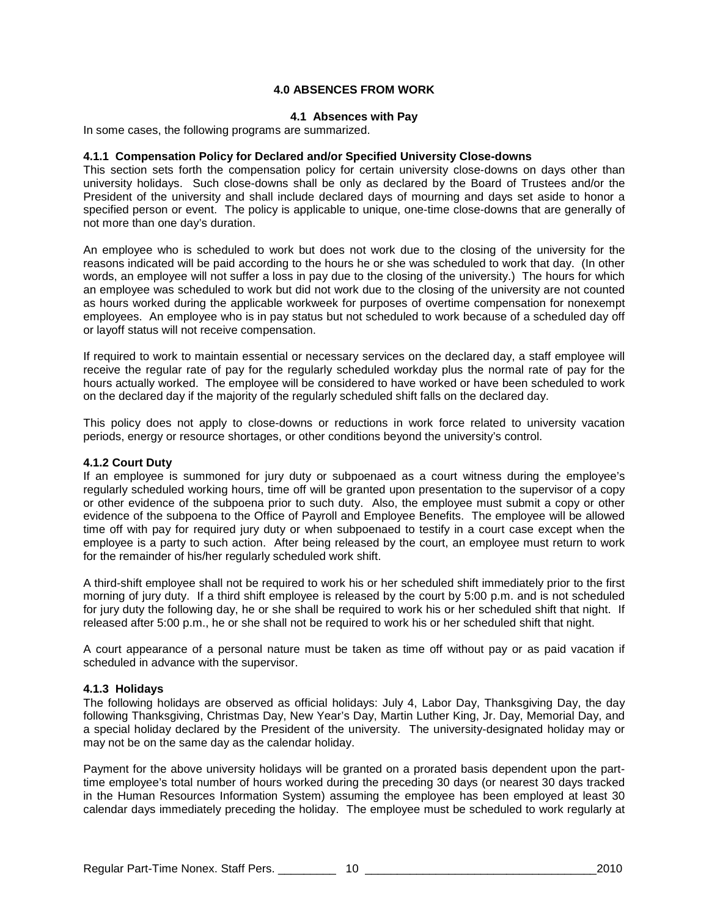# 4.0 ABSENCES FROM WORK

## 4.1 Absences with Pay

In some cases, the following programs are summarized.

### 4.1.1 Compensation Policy for Declared and/or Specified University Close-downs

This section sets forth the compensation policy for certain university close-downs on days other than university holidays. Such close-downs shall be only as declared by the Board of Trustees and/or the President of the university and shall include declared days of mourning and days set aside to honor a specified person or event. The policy is applicable to unique, one-time close-downs that are generally of not more than one day's duration.

An employee who is scheduled to work but does not work due to the closing of the university for the reasons indicated will be paid according to the hours he or she was scheduled to work that day. (In other words, an employee will not suffer a loss in pay due to the closing of the university.) The hours for which an employee was scheduled to work but did not work due to the closing of the university are not counted as hours worked during the applicable workweek for purposes of overtime compensation for nonexempt employees. An employee who is in pay status but not scheduled to work because of a scheduled day off or layoff status will not receive compensation.

If required to work to maintain essential or necessary services on the declared day, a staff employee will receive the regular rate of pay for the regularly scheduled workday plus the normal rate of pay for the hours actually worked. The employee will be considered to have worked or have been scheduled to work on the declared day if the majority of the regularly scheduled shift falls on the declared day.

This policy does not apply to close-downs or reductions in work force related to university vacation periods, energy or resource shortages, or other conditions beyond the university's control.

### 4.1.2 Court Duty

If an employee is summoned for jury duty or subpoenaed as a court witness during the employee's regularly scheduled working hours, time off will be granted upon presentation to the supervisor of a copy or other evidence of the subpoena prior to such duty. Also, the employee must submit a copy or other evidence of the subpoena to the Office of Payroll and Employee Benefits. The employee will be allowed time off with pay for required jury duty or when subpoenaed to testify in a court case except when the employee is a party to such action. After being released by the court, an employee must return to work for the remainder of his/her regularly scheduled work shift.

A third-shift employee shall not be required to work his or her scheduled shift immediately prior to the first morning of jury duty. If a third shift employee is released by the court by 5:00 p.m. and is not scheduled for jury duty the following day, he or she shall be required to work his or her scheduled shift that night. If released after 5:00 p.m., he or she shall not be required to work his or her scheduled shift that night.

A court appearance of a personal nature must be taken as time off without pay or as paid vacation if scheduled in advance with the supervisor.

### 4.1.3 Holidays

The following holidays are observed as official holidays: July 4, Labor Day, Thanksgiving Day, the day following Thanksgiving, Christmas Day, New Year's Day, Martin Luther King, Jr. Day, Memorial Day, and a special holiday declared by the President of the university. The university-designated holiday may or may not be on the same day as the calendar holiday.

Payment for the above university holidays will be granted on a prorated basis dependent upon the part-time employee's total number of hours worked during the preceding 30 days (or nearest 30 days tracked in the Human Resources Information System) assuming the employee has been employed at least 30 calendar days immediately preceding the holiday. The employee must be scheduled to work regularly at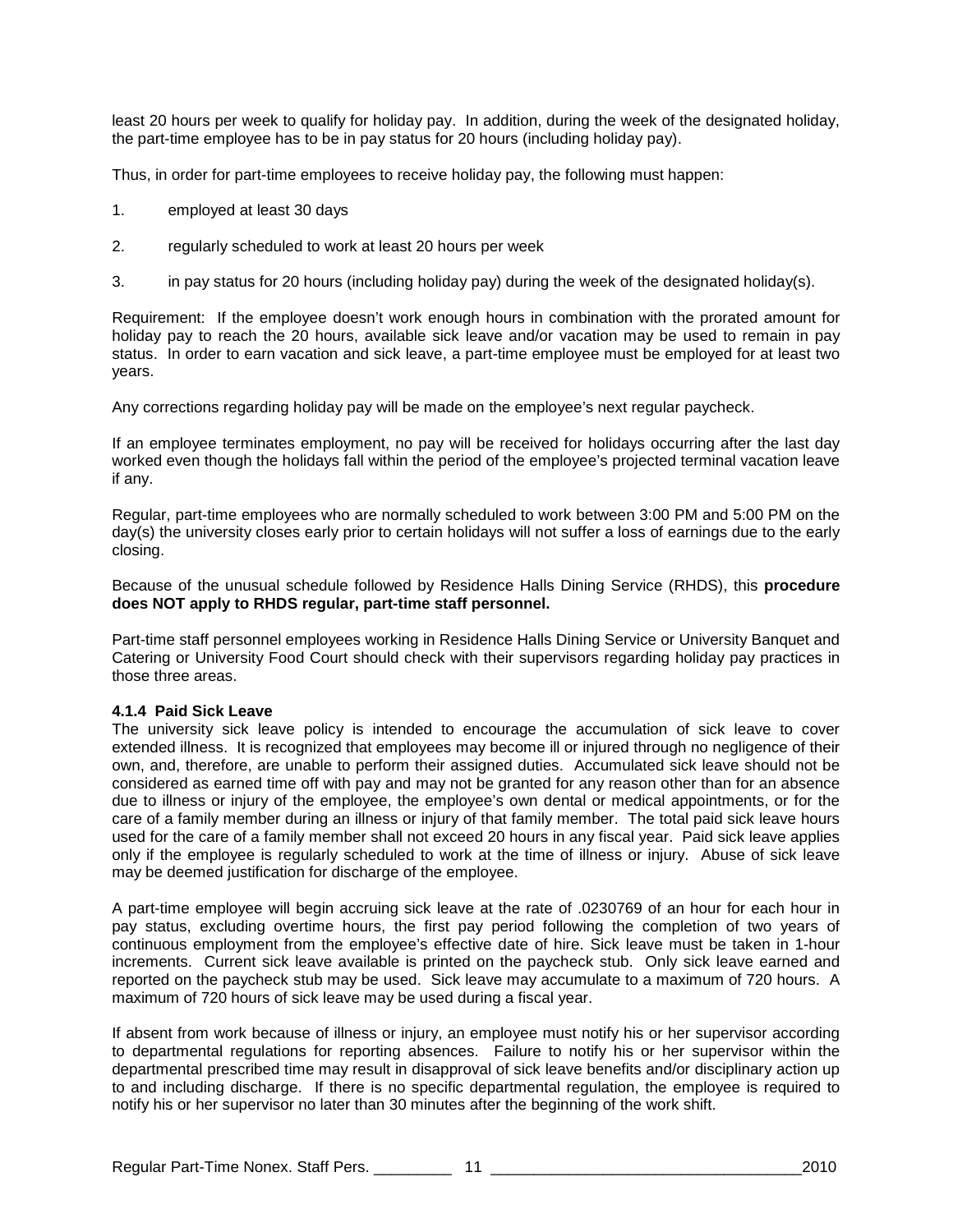least 20 hours per week to qualify for holiday pay. In addition, during the week of the designated holiday, the part-time employee has to be in pay status for 20 hours (including holiday pay).

Thus, in order for part-time employees to receive holiday pay, the following must happen:

1. employed at least 30 days

2. regularly scheduled to work at least 20 hours per week

3. in pay status for 20 hours (including holiday pay) during the week of the designated holiday(s).

Requirement: If the employee doesn't work enough hours in combination with the prorated amount for holiday pay to reach the 20 hours, available sick leave and/or vacation may be used to remain in pay status. In order to earn vacation and sick leave, a part-time employee must be employed for at least two years.

Any corrections regarding holiday pay will be made on the employee's next regular paycheck.

If an employee terminates employment, no pay will be received for holidays occurring after the last day worked even though the holidays fall within the period of the employee's projected terminal vacation leave if any.

Regular, part-time employees who are normally scheduled to work between 3:00 PM and 5:00 PM on the day(s) the university closes early prior to certain holidays will not suffer a loss of earnings due to the early closing.

Because of the unusual schedule followed by Residence Halls Dining Service (RHDS), this **procedure does NOT apply to RHDS regular, part-time staff personnel.**

Part-time staff personnel employees working in Residence Halls Dining Service or University Banquet and Catering or University Food Court should check with their supervisors regarding holiday pay practices in those three areas.

#### 4.1.4 Paid Sick Leave

The university sick leave policy is intended to encourage the accumulation of sick leave to cover extended illness. It is recognized that employees may become ill or injured through no negligence of their own, and, therefore, are unable to perform their assigned duties. Accumulated sick leave should not be considered as earned time off with pay and may not be granted for any reason other than for an absence due to illness or injury of the employee, the employee's own dental or medical appointments, or for the care of a family member during an illness or injury of that family member. The total paid sick leave hours used for the care of a family member shall not exceed 20 hours in any fiscal year. Paid sick leave applies only if the employee is regularly scheduled to work at the time of illness or injury. Abuse of sick leave may be deemed justification for discharge of the employee.

A part-time employee will begin accruing sick leave at the rate of .0230769 of an hour for each hour in pay status, excluding overtime hours, the first pay period following the completion of two years of continuous employment from the employee's effective date of hire. Sick leave must be taken in 1-hour increments. Current sick leave available is printed on the paycheck stub. Only sick leave earned and reported on the paycheck stub may be used. Sick leave may accumulate to a maximum of 720 hours. A maximum of 720 hours of sick leave may be used during a fiscal year.

If absent from work because of illness or injury, an employee must notify his or her supervisor according to departmental regulations for reporting absences. Failure to notify his or her supervisor within the departmental prescribed time may result in disapproval of sick leave benefits and/or disciplinary action up to and including discharge. If there is no specific departmental regulation, the employee is required to notify his or her supervisor no later than 30 minutes after the beginning of the work shift.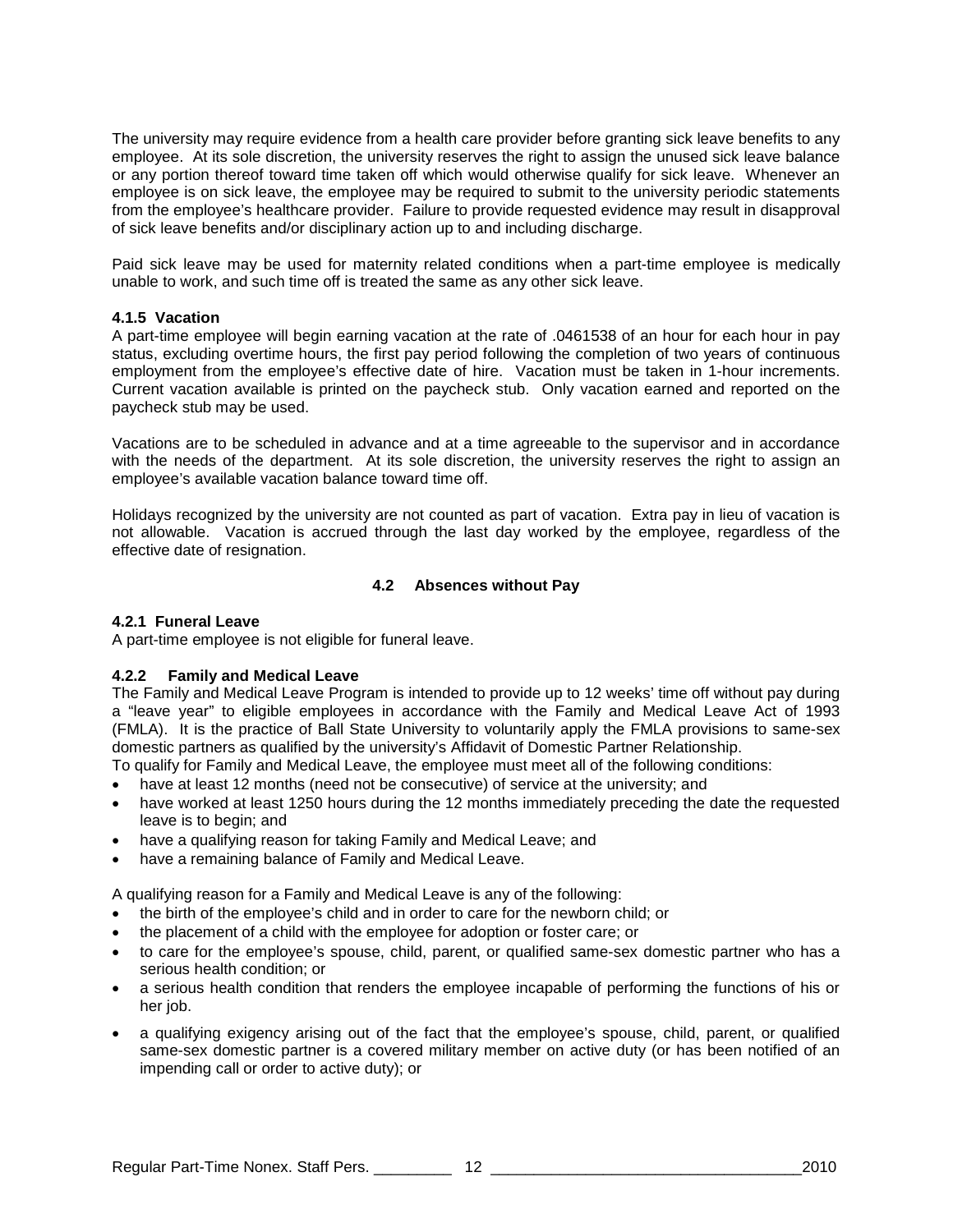The university may require evidence from a health care provider before granting sick leave benefits to any employee. At its sole discretion, the university reserves the right to assign the unused sick leave balance or any portion thereof toward time taken off which would otherwise qualify for sick leave. Whenever an employee is on sick leave, the employee may be required to submit to the university periodic statements from the employee's healthcare provider. Failure to provide requested evidence may result in disapproval of sick leave benefits and/or disciplinary action up to and including discharge.

Paid sick leave may be used for maternity related conditions when a part-time employee is medically unable to work, and such time off is treated the same as any other sick leave.

#### 4.1.5 Vacation

A part-time employee will begin earning vacation at the rate of .0461538 of an hour for each hour in pay status, excluding overtime hours, the first pay period following the completion of two years of continuous employment from the employee's effective date of hire. Vacation must be taken in 1-hour increments. Current vacation available is printed on the paycheck stub. Only vacation earned and reported on the paycheck stub may be used.

Vacations are to be scheduled in advance and at a time agreeable to the supervisor and in accordance with the needs of the department. At its sole discretion, the university reserves the right to assign an employee's available vacation balance toward time off.

Holidays recognized by the university are not counted as part of vacation. Extra pay in lieu of vacation is not allowable. Vacation is accrued through the last day worked by the employee, regardless of the effective date of resignation.

### 4.2 Absences without Pay

#### 4.2.1 Funeral Leave

A part-time employee is not eligible for funeral leave.

#### 4.2.2 Family and Medical Leave

The Family and Medical Leave Program is intended to provide up to 12 weeks' time off without pay during a "leave year" to eligible employees in accordance with the Family and Medical Leave Act of 1993 (FMLA). It is the practice of Ball State University to voluntarily apply the FMLA provisions to same-sex domestic partners as qualified by the university's Affidavit of Domestic Partner Relationship.

To qualify for Family and Medical Leave, the employee must meet all of the following conditions:

- have at least 12 months (need not be consecutive) of service at the university; and
- have worked at least 1250 hours during the 12 months immediately preceding the date the requested leave is to begin; and
- have a qualifying reason for taking Family and Medical Leave; and
- have a remaining balance of Family and Medical Leave.

A qualifying reason for a Family and Medical Leave is any of the following:

- the birth of the employee's child and in order to care for the newborn child; or
- the placement of a child with the employee for adoption or foster care; or
- to care for the employee's spouse, child, parent, or qualified same-sex domestic partner who has a serious health condition; or
- a serious health condition that renders the employee incapable of performing the functions of his or her job.
- a qualifying exigency arising out of the fact that the employee's spouse, child, parent, or qualified same-sex domestic partner is a covered military member on active duty (or has been notified of an impending call or order to active duty); or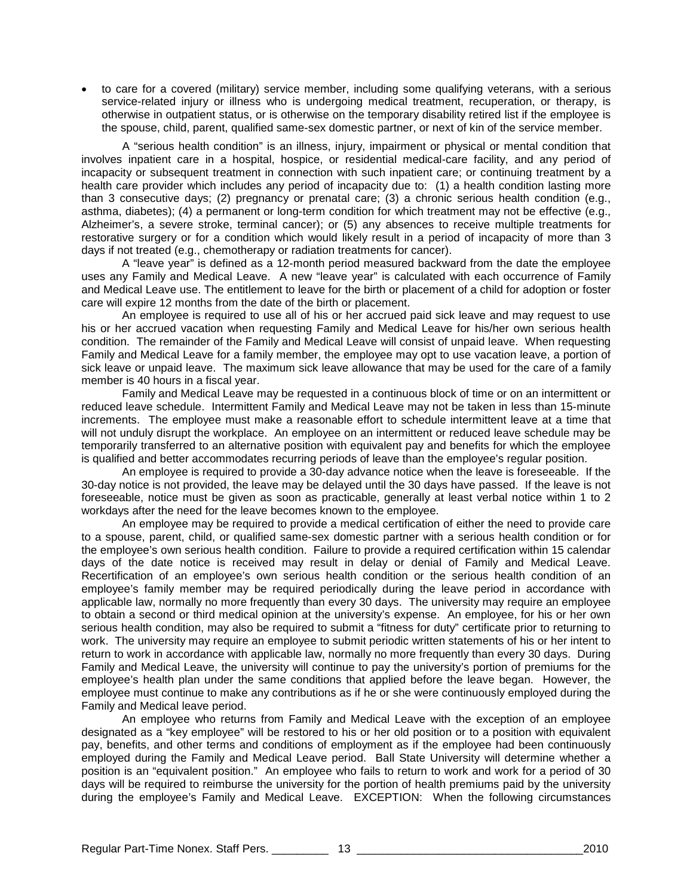- to care for a covered (military) service member, including some qualifying veterans, with a serious service-related injury or illness who is undergoing medical treatment, recuperation, or therapy, is otherwise in outpatient status, or is otherwise on the temporary disability retired list if the employee is the spouse, child, parent, qualified same-sex domestic partner, or next of kin of the service member.

A "serious health condition" is an illness, injury, impairment or physical or mental condition that involves inpatient care in a hospital, hospice, or residential medical-care facility, and any period of incapacity or subsequent treatment in connection with such inpatient care; or continuing treatment by a health care provider which includes any period of incapacity due to: (1) a health condition lasting more than 3 consecutive days; (2) pregnancy or prenatal care; (3) a chronic serious health condition (e.g., asthma, diabetes); (4) a permanent or long-term condition for which treatment may not be effective (e.g., Alzheimer's, a severe stroke, terminal cancer); or (5) any absences to receive multiple treatments for restorative surgery or for a condition which would likely result in a period of incapacity of more than 3 days if not treated (e.g., chemotherapy or radiation treatments for cancer).

A "leave year" is defined as a 12-month period measured backward from the date the employee uses any Family and Medical Leave. A new "leave year" is calculated with each occurrence of Family and Medical Leave use. The entitlement to leave for the birth or placement of a child for adoption or foster care will expire 12 months from the date of the birth or placement.

An employee is required to use all of his or her accrued paid sick leave and may request to use his or her accrued vacation when requesting Family and Medical Leave for his/her own serious health condition. The remainder of the Family and Medical Leave will consist of unpaid leave. When requesting Family and Medical Leave for a family member, the employee may opt to use vacation leave, a portion of sick leave or unpaid leave. The maximum sick leave allowance that may be used for the care of a family member is 40 hours in a fiscal year.

Family and Medical Leave may be requested in a continuous block of time or on an intermittent or reduced leave schedule. Intermittent Family and Medical Leave may not be taken in less than 15-minute increments. The employee must make a reasonable effort to schedule intermittent leave at a time that will not unduly disrupt the workplace. An employee on an intermittent or reduced leave schedule may be temporarily transferred to an alternative position with equivalent pay and benefits for which the employee is qualified and better accommodates recurring periods of leave than the employee's regular position.

An employee is required to provide a 30-day advance notice when the leave is foreseeable. If the 30-day notice is not provided, the leave may be delayed until the 30 days have passed. If the leave is not foreseeable, notice must be given as soon as practicable, generally at least verbal notice within 1 to 2 workdays after the need for the leave becomes known to the employee.

An employee may be required to provide a medical certification of either the need to provide care to a spouse, parent, child, or qualified same-sex domestic partner with a serious health condition or for the employee's own serious health condition. Failure to provide a required certification within 15 calendar days of the date notice is received may result in delay or denial of Family and Medical Leave. Recertification of an employee's own serious health condition or the serious health condition of an employee's family member may be required periodically during the leave period in accordance with applicable law, normally no more frequently than every 30 days. The university may require an employee to obtain a second or third medical opinion at the university's expense. An employee, for his or her own serious health condition, may also be required to submit a "fitness for duty" certificate prior to returning to work. The university may require an employee to submit periodic written statements of his or her intent to return to work in accordance with applicable law, normally no more frequently than every 30 days. During Family and Medical Leave, the university will continue to pay the university's portion of premiums for the employee's health plan under the same conditions that applied before the leave began. However, the employee must continue to make any contributions as if he or she were continuously employed during the Family and Medical leave period.

An employee who returns from Family and Medical Leave with the exception of an employee designated as a "key employee" will be restored to his or her old position or to a position with equivalent pay, benefits, and other terms and conditions of employment as if the employee had been continuously employed during the Family and Medical Leave period. Ball State University will determine whether a position is an "equivalent position." An employee who fails to return to work and work for a period of 30 days will be required to reimburse the university for the portion of health premiums paid by the university during the employee's Family and Medical Leave. EXCEPTION: When the following circumstances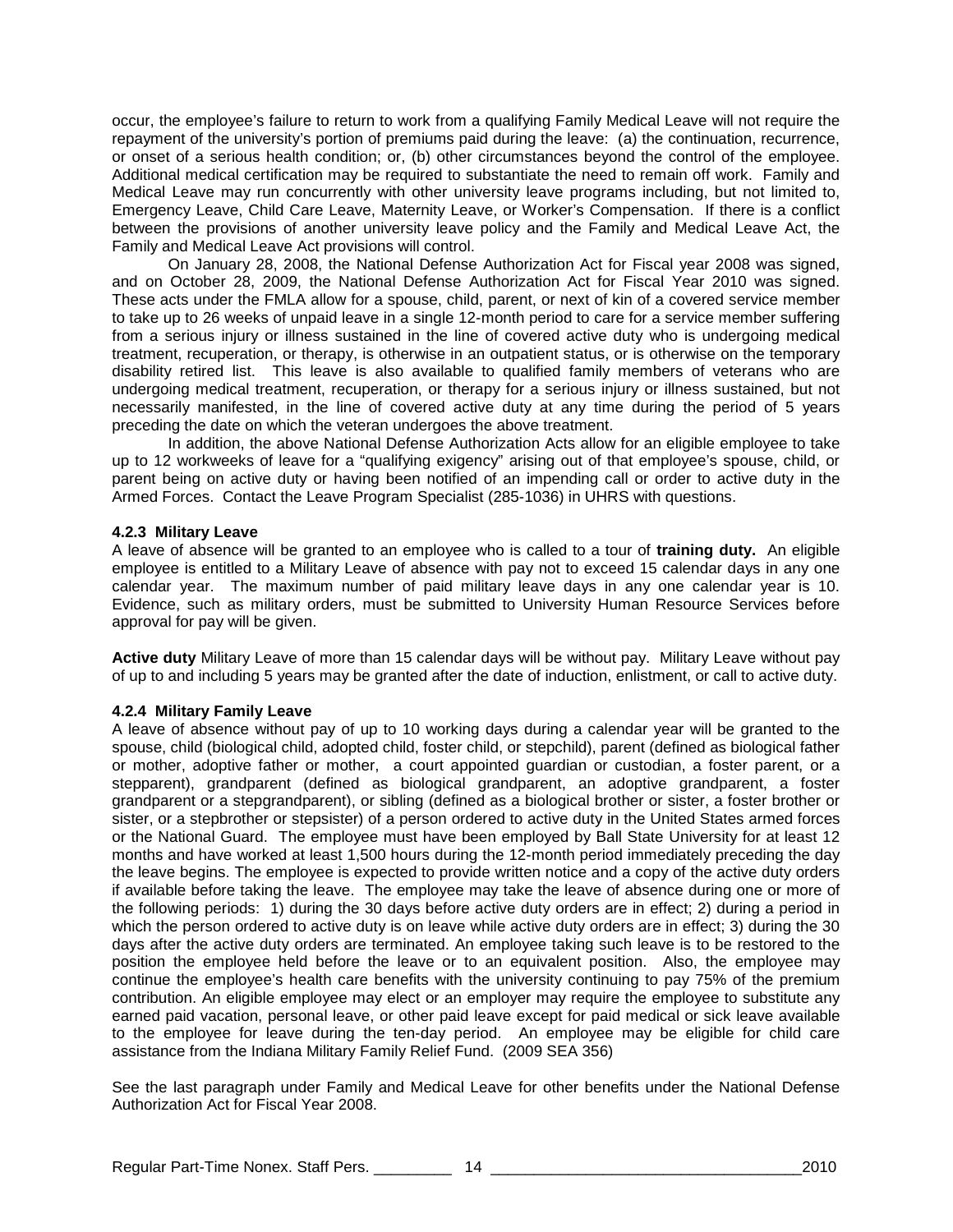occur, the employee's failure to return to work from a qualifying Family Medical Leave will not require the repayment of the university's portion of premiums paid during the leave: (a) the continuation, recurrence, or onset of a serious health condition; or, (b) other circumstances beyond the control of the employee. Additional medical certification may be required to substantiate the need to remain off work. Family and Medical Leave may run concurrently with other university leave programs including, but not limited to, Emergency Leave, Child Care Leave, Maternity Leave, or Worker's Compensation. If there is a conflict between the provisions of another university leave policy and the Family and Medical Leave Act, the Family and Medical Leave Act provisions will control.

On January 28, 2008, the National Defense Authorization Act for Fiscal year 2008 was signed, and on October 28, 2009, the National Defense Authorization Act for Fiscal Year 2010 was signed. These acts under the FMLA allow for a spouse, child, parent, or next of kin of a covered service member to take up to 26 weeks of unpaid leave in a single 12-month period to care for a service member suffering from a serious injury or illness sustained in the line of covered active duty who is undergoing medical treatment, recuperation, or therapy, is otherwise in an outpatient status, or is otherwise on the temporary disability retired list. This leave is also available to qualified family members of veterans who are undergoing medical treatment, recuperation, or therapy for a serious injury or illness sustained, but not necessarily manifested, in the line of covered active duty at any time during the period of 5 years preceding the date on which the veteran undergoes the above treatment.

In addition, the above National Defense Authorization Acts allow for an eligible employee to take up to 12 workweeks of leave for a "qualifying exigency" arising out of that employee's spouse, child, or parent being on active duty or having been notified of an impending call or order to active duty in the Armed Forces. Contact the Leave Program Specialist (285-1036) in UHRS with questions.

#### 4.2.3 Military Leave

A leave of absence will be granted to an employee who is called to a tour of **training duty.** An eligible employee is entitled to a Military Leave of absence with pay not to exceed 15 calendar days in any one calendar year. The maximum number of paid military leave days in any one calendar year is 10. Evidence, such as military orders, must be submitted to University Human Resource Services before approval for pay will be given.

**Active duty** Military Leave of more than 15 calendar days will be without pay. Military Leave without pay of up to and including 5 years may be granted after the date of induction, enlistment, or call to active duty.

#### 4.2.4 Military Family Leave

A leave of absence without pay of up to 10 working days during a calendar year will be granted to the spouse, child (biological child, adopted child, foster child, or stepchild), parent (defined as biological father or mother, adoptive father or mother, a court appointed guardian or custodian, a foster parent, or a stepparent), grandparent (defined as biological grandparent, an adoptive grandparent, a foster grandparent or a stepgrandparent), or sibling (defined as a biological brother or sister, a foster brother or sister, or a stepbrother or stepsister) of a person ordered to active duty in the United States armed forces or the National Guard. The employee must have been employed by Ball State University for at least 12 months and have worked at least 1,500 hours during the 12-month period immediately preceding the day the leave begins. The employee is expected to provide written notice and a copy of the active duty orders if available before taking the leave. The employee may take the leave of absence during one or more of the following periods: 1) during the 30 days before active duty orders are in effect; 2) during a period in which the person ordered to active duty is on leave while active duty orders are in effect; 3) during the 30 days after the active duty orders are terminated. An employee taking such leave is to be restored to the position the employee held before the leave or to an equivalent position. Also, the employee may continue the employee's health care benefits with the university continuing to pay 75% of the premium contribution. An eligible employee may elect or an employer may require the employee to substitute any earned paid vacation, personal leave, or other paid leave except for paid medical or sick leave available to the employee for leave during the ten-day period. An employee may be eligible for child care assistance from the Indiana Military Family Relief Fund. (2009 SEA 356)

See the last paragraph under Family and Medical Leave for other benefits under the National Defense Authorization Act for Fiscal Year 2008.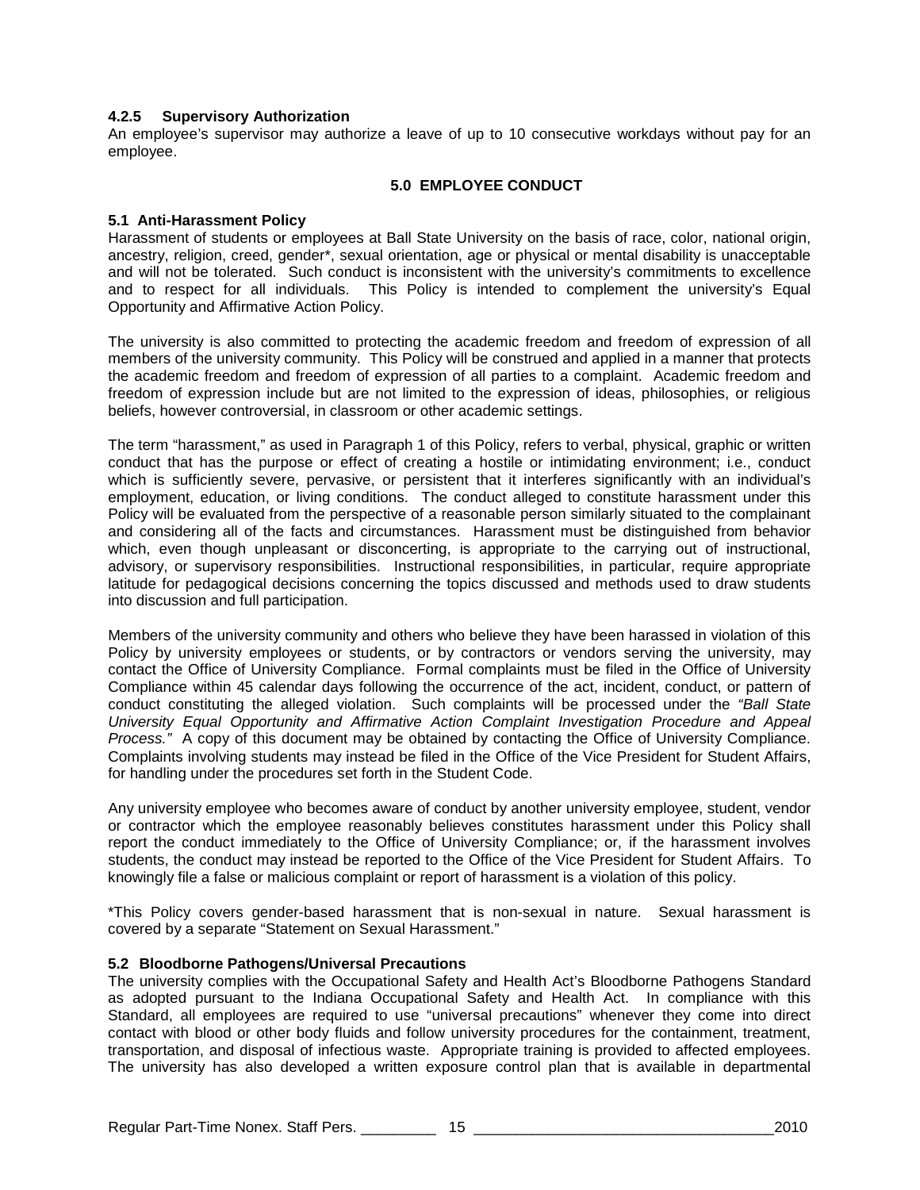#### 4.2.5 Supervisory Authorization

An employee's supervisor may authorize a leave of up to 10 consecutive workdays without pay for an employee.

## 5.0 EMPLOYEE CONDUCT

### 5.1 Anti-Harassment Policy

Harassment of students or employees at Ball State University on the basis of race, color, national origin, ancestry, religion, creed, gender*, sexual orientation, age or physical or mental disability is unacceptable and will not be tolerated. Such conduct is inconsistent with the university's commitments to excellence and to respect for all individuals. This Policy is intended to complement the university's Equal Opportunity and Affirmative Action Policy.

The university is also committed to protecting the academic freedom and freedom of expression of all members of the university community. This Policy will be construed and applied in a manner that protects the academic freedom and freedom of expression of all parties to a complaint. Academic freedom and freedom of expression include but are not limited to the expression of ideas, philosophies, or religious beliefs, however controversial, in classroom or other academic settings.

The term "harassment," as used in Paragraph 1 of this Policy, refers to verbal, physical, graphic or written conduct that has the purpose or effect of creating a hostile or intimidating environment; i.e., conduct which is sufficiently severe, pervasive, or persistent that it interferes significantly with an individual's employment, education, or living conditions. The conduct alleged to constitute harassment under this Policy will be evaluated from the perspective of a reasonable person similarly situated to the complainant and considering all of the facts and circumstances. Harassment must be distinguished from behavior which, even though unpleasant or disconcerting, is appropriate to the carrying out of instructional, advisory, or supervisory responsibilities. Instructional responsibilities, in particular, require appropriate latitude for pedagogical decisions concerning the topics discussed and methods used to draw students into discussion and full participation.

Members of the university community and others who believe they have been harassed in violation of this Policy by university employees or students, or by contractors or vendors serving the university, may contact the Office of University Compliance. Formal complaints must be filed in the Office of University Compliance within 45 calendar days following the occurrence of the act, incident, conduct, or pattern of conduct constituting the alleged violation. Such complaints will be processed under the *"Ball State University Equal Opportunity and Affirmative Action Complaint Investigation Procedure and Appeal Process."* A copy of this document may be obtained by contacting the Office of University Compliance. Complaints involving students may instead be filed in the Office of the Vice President for Student Affairs, for handling under the procedures set forth in the Student Code.

Any university employee who becomes aware of conduct by another university employee, student, vendor or contractor which the employee reasonably believes constitutes harassment under this Policy shall report the conduct immediately to the Office of University Compliance; or, if the harassment involves students, the conduct may instead be reported to the Office of the Vice President for Student Affairs. To knowingly file a false or malicious complaint or report of harassment is a violation of this policy.

*This Policy covers gender-based harassment that is non-sexual in nature. Sexual harassment is covered by a separate "Statement on Sexual Harassment."

### 5.2 Bloodborne Pathogens/Universal Precautions

The university complies with the Occupational Safety and Health Act's Bloodborne Pathogens Standard as adopted pursuant to the Indiana Occupational Safety and Health Act. In compliance with this Standard, all employees are required to use "universal precautions" whenever they come into direct contact with blood or other body fluids and follow university procedures for the containment, treatment, transportation, and disposal of infectious waste. Appropriate training is provided to affected employees. The university has also developed a written exposure control plan that is available in departmental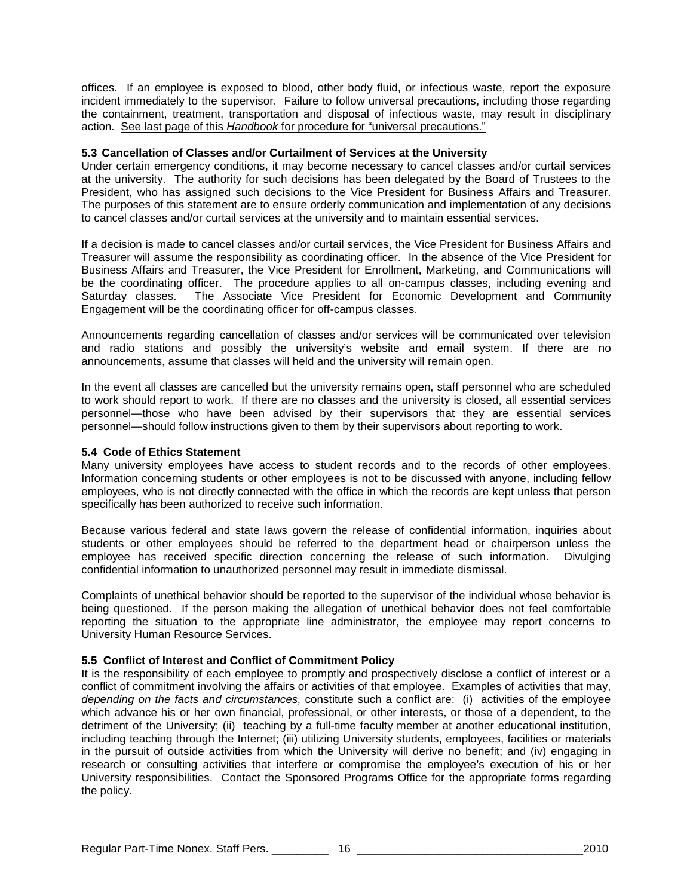offices. If an employee is exposed to blood, other body fluid, or infectious waste, report the exposure incident immediately to the supervisor. Failure to follow universal precautions, including those regarding the containment, treatment, transportation and disposal of infectious waste, may result in disciplinary action. <u>See last page of this *Handbook* for procedure for "universal precautions."</u>

### 5.3 Cancellation of Classes and/or Curtailment of Services at the University

Under certain emergency conditions, it may become necessary to cancel classes and/or curtail services at the university. The authority for such decisions has been delegated by the Board of Trustees to the President, who has assigned such decisions to the Vice President for Business Affairs and Treasurer. The purposes of this statement are to ensure orderly communication and implementation of any decisions to cancel classes and/or curtail services at the university and to maintain essential services.

If a decision is made to cancel classes and/or curtail services, the Vice President for Business Affairs and Treasurer will assume the responsibility as coordinating officer. In the absence of the Vice President for Business Affairs and Treasurer, the Vice President for Enrollment, Marketing, and Communications will be the coordinating officer. The procedure applies to all on-campus classes, including evening and Saturday classes. The Associate Vice President for Economic Development and Community Engagement will be the coordinating officer for off-campus classes.

Announcements regarding cancellation of classes and/or services will be communicated over television and radio stations and possibly the university's website and email system. If there are no announcements, assume that classes will held and the university will remain open.

In the event all classes are cancelled but the university remains open, staff personnel who are scheduled to work should report to work. If there are no classes and the university is closed, all essential services personnel—those who have been advised by their supervisors that they are essential services personnel—should follow instructions given to them by their supervisors about reporting to work.

### 5.4 Code of Ethics Statement

Many university employees have access to student records and to the records of other employees. Information concerning students or other employees is not to be discussed with anyone, including fellow employees, who is not directly connected with the office in which the records are kept unless that person specifically has been authorized to receive such information.

Because various federal and state laws govern the release of confidential information, inquiries about students or other employees should be referred to the department head or chairperson unless the employee has received specific direction concerning the release of such information. Divulging confidential information to unauthorized personnel may result in immediate dismissal.

Complaints of unethical behavior should be reported to the supervisor of the individual whose behavior is being questioned. If the person making the allegation of unethical behavior does not feel comfortable reporting the situation to the appropriate line administrator, the employee may report concerns to University Human Resource Services.

### 5.5 Conflict of Interest and Conflict of Commitment Policy

It is the responsibility of each employee to promptly and prospectively disclose a conflict of interest or a conflict of commitment involving the affairs or activities of that employee. Examples of activities that may, *depending on the facts and circumstances,* constitute such a conflict are: (i) activities of the employee which advance his or her own financial, professional, or other interests, or those of a dependent, to the detriment of the University; (ii) teaching by a full-time faculty member at another educational institution, including teaching through the Internet; (iii) utilizing University students, employees, facilities or materials in the pursuit of outside activities from which the University will derive no benefit; and (iv) engaging in research or consulting activities that interfere or compromise the employee's execution of his or her University responsibilities. Contact the Sponsored Programs Office for the appropriate forms regarding the policy.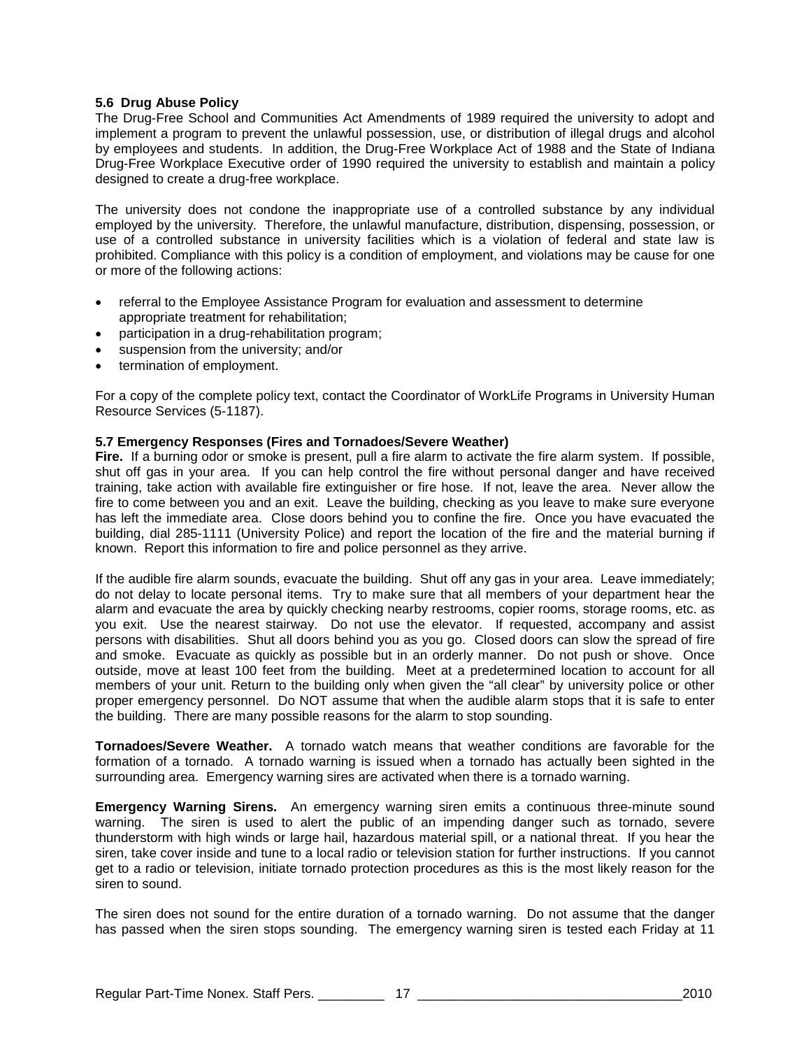**5.6 Drug Abuse Policy**

The Drug-Free School and Communities Act Amendments of 1989 required the university to adopt and implement a program to prevent the unlawful possession, use, or distribution of illegal drugs and alcohol by employees and students. In addition, the Drug-Free Workplace Act of 1988 and the State of Indiana Drug-Free Workplace Executive order of 1990 required the university to establish and maintain a policy designed to create a drug-free workplace.

The university does not condone the inappropriate use of a controlled substance by any individual employed by the university. Therefore, the unlawful manufacture, distribution, dispensing, possession, or use of a controlled substance in university facilities which is a violation of federal and state law is prohibited. Compliance with this policy is a condition of employment, and violations may be cause for one or more of the following actions:

- referral to the Employee Assistance Program for evaluation and assessment to determine appropriate treatment for rehabilitation;
- participation in a drug-rehabilitation program;
- suspension from the university; and/or
- termination of employment.

For a copy of the complete policy text, contact the Coordinator of WorkLife Programs in University Human Resource Services (5-1187).

**5.7 Emergency Responses (Fires and Tornadoes/Severe Weather)**

**Fire.** If a burning odor or smoke is present, pull a fire alarm to activate the fire alarm system. If possible, shut off gas in your area. If you can help control the fire without personal danger and have received training, take action with available fire extinguisher or fire hose. If not, leave the area. Never allow the fire to come between you and an exit. Leave the building, checking as you leave to make sure everyone has left the immediate area. Close doors behind you to confine the fire. Once you have evacuated the building, dial 285-1111 (University Police) and report the location of the fire and the material burning if known. Report this information to fire and police personnel as they arrive.

If the audible fire alarm sounds, evacuate the building. Shut off any gas in your area. Leave immediately; do not delay to locate personal items. Try to make sure that all members of your department hear the alarm and evacuate the area by quickly checking nearby restrooms, copier rooms, storage rooms, etc. as you exit. Use the nearest stairway. Do not use the elevator. If requested, accompany and assist persons with disabilities. Shut all doors behind you as you go. Closed doors can slow the spread of fire and smoke. Evacuate as quickly as possible but in an orderly manner. Do not push or shove. Once outside, move at least 100 feet from the building. Meet at a predetermined location to account for all members of your unit. Return to the building only when given the "all clear" by university police or other proper emergency personnel. Do NOT assume that when the audible alarm stops that it is safe to enter the building. There are many possible reasons for the alarm to stop sounding.

**Tornadoes/Severe Weather.** A tornado watch means that weather conditions are favorable for the formation of a tornado. A tornado warning is issued when a tornado has actually been sighted in the surrounding area. Emergency warning sires are activated when there is a tornado warning.

**Emergency Warning Sirens.** An emergency warning siren emits a continuous three-minute sound warning. The siren is used to alert the public of an impending danger such as tornado, severe thunderstorm with high winds or large hail, hazardous material spill, or a national threat. If you hear the siren, take cover inside and tune to a local radio or television station for further instructions. If you cannot get to a radio or television, initiate tornado protection procedures as this is the most likely reason for the siren to sound.

The siren does not sound for the entire duration of a tornado warning. Do not assume that the danger has passed when the siren stops sounding. The emergency warning siren is tested each Friday at 11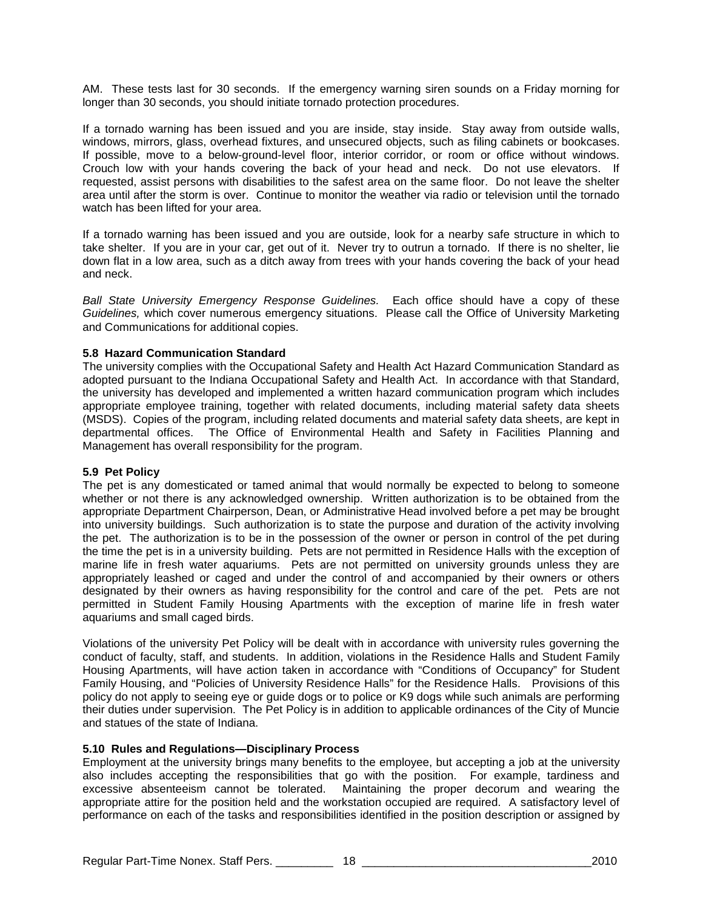AM. These tests last for 30 seconds. If the emergency warning siren sounds on a Friday morning for longer than 30 seconds, you should initiate tornado protection procedures.

If a tornado warning has been issued and you are inside, stay inside. Stay away from outside walls, windows, mirrors, glass, overhead fixtures, and unsecured objects, such as filing cabinets or bookcases. If possible, move to a below-ground-level floor, interior corridor, or room or office without windows. Crouch low with your hands covering the back of your head and neck. Do not use elevators. If requested, assist persons with disabilities to the safest area on the same floor. Do not leave the shelter area until after the storm is over. Continue to monitor the weather via radio or television until the tornado watch has been lifted for your area.

If a tornado warning has been issued and you are outside, look for a nearby safe structure in which to take shelter. If you are in your car, get out of it. Never try to outrun a tornado. If there is no shelter, lie down flat in a low area, such as a ditch away from trees with your hands covering the back of your head and neck.

*Ball State University Emergency Response Guidelines.* Each office should have a copy of these *Guidelines,* which cover numerous emergency situations. Please call the Office of University Marketing and Communications for additional copies.

### 5.8 Hazard Communication Standard

The university complies with the Occupational Safety and Health Act Hazard Communication Standard as adopted pursuant to the Indiana Occupational Safety and Health Act. In accordance with that Standard, the university has developed and implemented a written hazard communication program which includes appropriate employee training, together with related documents, including material safety data sheets (MSDS). Copies of the program, including related documents and material safety data sheets, are kept in departmental offices. The Office of Environmental Health and Safety in Facilities Planning and Management has overall responsibility for the program.

### 5.9 Pet Policy

The pet is any domesticated or tamed animal that would normally be expected to belong to someone whether or not there is any acknowledged ownership. Written authorization is to be obtained from the appropriate Department Chairperson, Dean, or Administrative Head involved before a pet may be brought into university buildings. Such authorization is to state the purpose and duration of the activity involving the pet. The authorization is to be in the possession of the owner or person in control of the pet during the time the pet is in a university building. Pets are not permitted in Residence Halls with the exception of marine life in fresh water aquariums. Pets are not permitted on university grounds unless they are appropriately leashed or caged and under the control of and accompanied by their owners or others designated by their owners as having responsibility for the control and care of the pet. Pets are not permitted in Student Family Housing Apartments with the exception of marine life in fresh water aquariums and small caged birds.

Violations of the university Pet Policy will be dealt with in accordance with university rules governing the conduct of faculty, staff, and students. In addition, violations in the Residence Halls and Student Family Housing Apartments, will have action taken in accordance with "Conditions of Occupancy" for Student Family Housing, and "Policies of University Residence Halls" for the Residence Halls. Provisions of this policy do not apply to seeing eye or guide dogs or to police or K9 dogs while such animals are performing their duties under supervision. The Pet Policy is in addition to applicable ordinances of the City of Muncie and statues of the state of Indiana.

### 5.10 Rules and Regulations—Disciplinary Process

Employment at the university brings many benefits to the employee, but accepting a job at the university also includes accepting the responsibilities that go with the position. For example, tardiness and excessive absenteeism cannot be tolerated. Maintaining the proper decorum and wearing the appropriate attire for the position held and the workstation occupied are required. A satisfactory level of performance on each of the tasks and responsibilities identified in the position description or assigned by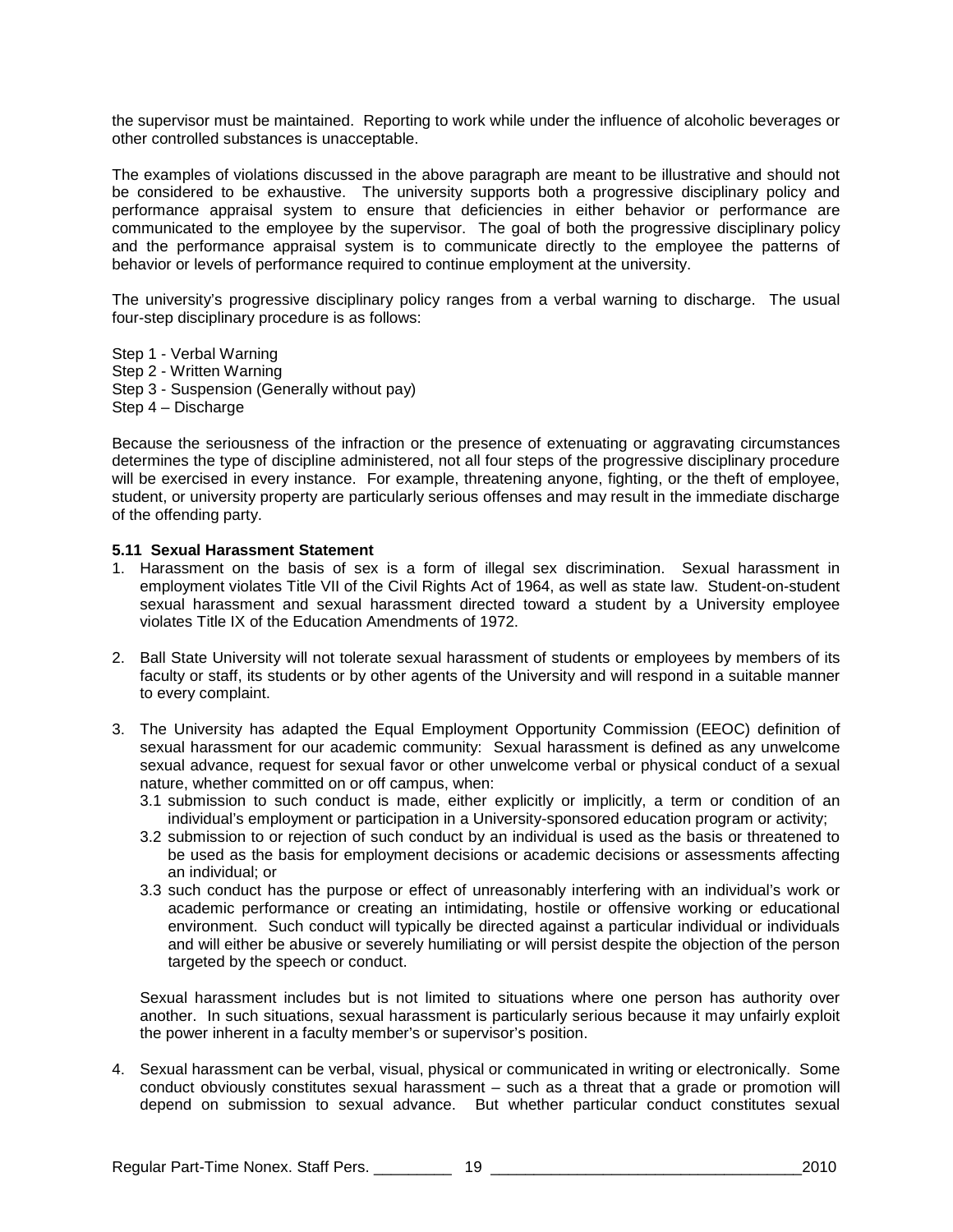the supervisor must be maintained. Reporting to work while under the influence of alcoholic beverages or other controlled substances is unacceptable.

The examples of violations discussed in the above paragraph are meant to be illustrative and should not be considered to be exhaustive. The university supports both a progressive disciplinary policy and performance appraisal system to ensure that deficiencies in either behavior or performance are communicated to the employee by the supervisor. The goal of both the progressive disciplinary policy and the performance appraisal system is to communicate directly to the employee the patterns of behavior or levels of performance required to continue employment at the university.

The university's progressive disciplinary policy ranges from a verbal warning to discharge. The usual four-step disciplinary procedure is as follows:

Step 1 - Verbal Warning
Step 2 - Written Warning
Step 3 - Suspension (Generally without pay)
Step 4 – Discharge

Because the seriousness of the infraction or the presence of extenuating or aggravating circumstances determines the type of discipline administered, not all four steps of the progressive disciplinary procedure will be exercised in every instance. For example, threatening anyone, fighting, or the theft of employee, student, or university property are particularly serious offenses and may result in the immediate discharge of the offending party.

**5.11 Sexual Harassment Statement**

1. Harassment on the basis of sex is a form of illegal sex discrimination. Sexual harassment in employment violates Title VII of the Civil Rights Act of 1964, as well as state law. Student-on-student sexual harassment and sexual harassment directed toward a student by a University employee violates Title IX of the Education Amendments of 1972.

2. Ball State University will not tolerate sexual harassment of students or employees by members of its faculty or staff, its students or by other agents of the University and will respond in a suitable manner to every complaint.

3. The University has adapted the Equal Employment Opportunity Commission (EEOC) definition of sexual harassment for our academic community: Sexual harassment is defined as any unwelcome sexual advance, request for sexual favor or other unwelcome verbal or physical conduct of a sexual nature, whether committed on or off campus, when:
   3.1 submission to such conduct is made, either explicitly or implicitly, a term or condition of an individual's employment or participation in a University-sponsored education program or activity;
   3.2 submission to or rejection of such conduct by an individual is used as the basis or threatened to be used as the basis for employment decisions or academic decisions or assessments affecting an individual; or
   3.3 such conduct has the purpose or effect of unreasonably interfering with an individual's work or academic performance or creating an intimidating, hostile or offensive working or educational environment. Such conduct will typically be directed against a particular individual or individuals and will either be abusive or severely humiliating or will persist despite the objection of the person targeted by the speech or conduct.

   Sexual harassment includes but is not limited to situations where one person has authority over another. In such situations, sexual harassment is particularly serious because it may unfairly exploit the power inherent in a faculty member's or supervisor's position.

4. Sexual harassment can be verbal, visual, physical or communicated in writing or electronically. Some conduct obviously constitutes sexual harassment – such as a threat that a grade or promotion will depend on submission to sexual advance. But whether particular conduct constitutes sexual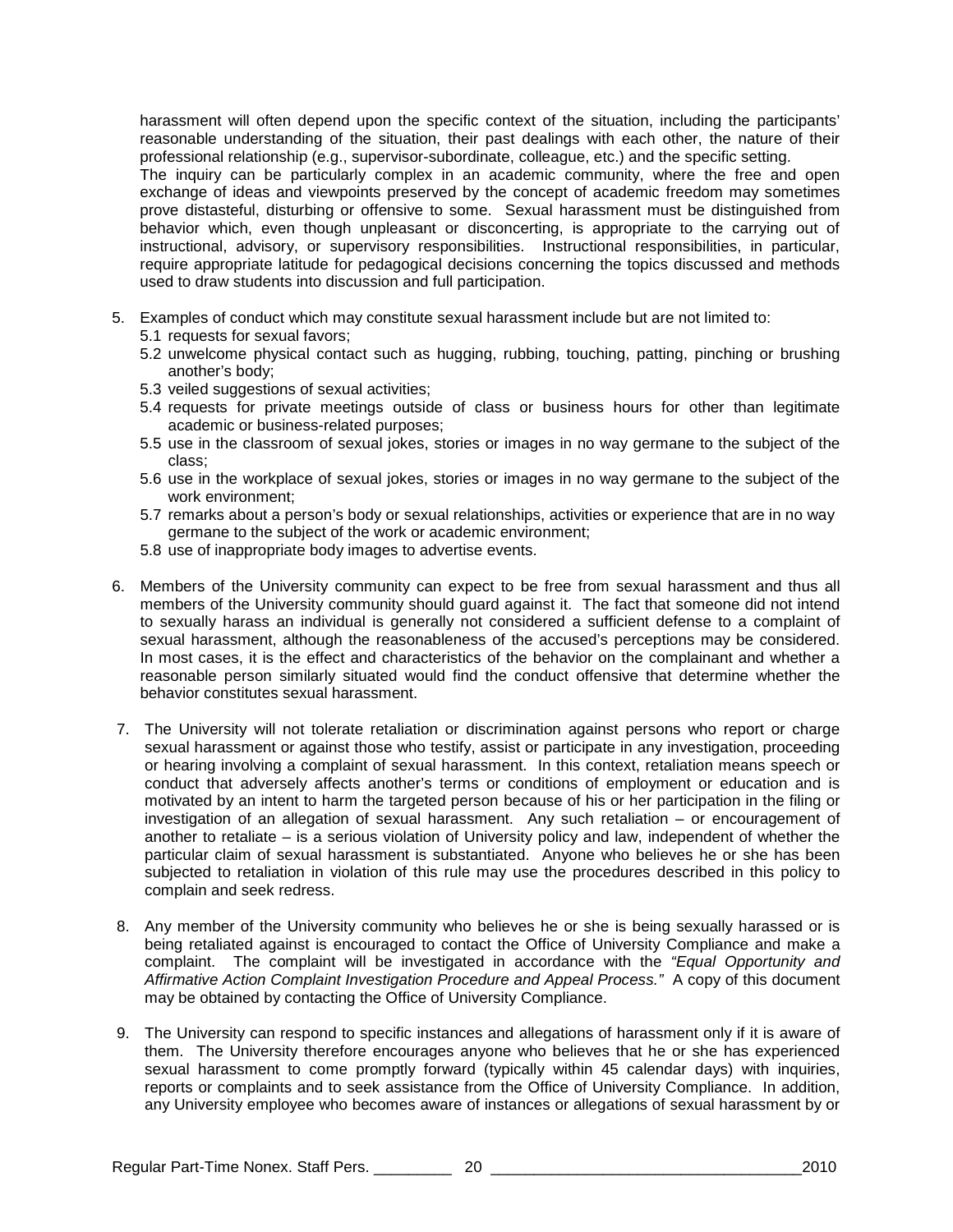harassment will often depend upon the specific context of the situation, including the participants' reasonable understanding of the situation, their past dealings with each other, the nature of their professional relationship (e.g., supervisor-subordinate, colleague, etc.) and the specific setting.

The inquiry can be particularly complex in an academic community, where the free and open exchange of ideas and viewpoints preserved by the concept of academic freedom may sometimes prove distasteful, disturbing or offensive to some. Sexual harassment must be distinguished from behavior which, even though unpleasant or disconcerting, is appropriate to the carrying out of instructional, advisory, or supervisory responsibilities. Instructional responsibilities, in particular, require appropriate latitude for pedagogical decisions concerning the topics discussed and methods used to draw students into discussion and full participation.

5. Examples of conduct which may constitute sexual harassment include but are not limited to:
   - 5.1 requests for sexual favors;
   - 5.2 unwelcome physical contact such as hugging, rubbing, touching, patting, pinching or brushing another's body;
   - 5.3 veiled suggestions of sexual activities;
   - 5.4 requests for private meetings outside of class or business hours for other than legitimate academic or business-related purposes;
   - 5.5 use in the classroom of sexual jokes, stories or images in no way germane to the subject of the class;
   - 5.6 use in the workplace of sexual jokes, stories or images in no way germane to the subject of the work environment;
   - 5.7 remarks about a person's body or sexual relationships, activities or experience that are in no way germane to the subject of the work or academic environment;
   - 5.8 use of inappropriate body images to advertise events.

6. Members of the University community can expect to be free from sexual harassment and thus all members of the University community should guard against it. The fact that someone did not intend to sexually harass an individual is generally not considered a sufficient defense to a complaint of sexual harassment, although the reasonableness of the accused's perceptions may be considered. In most cases, it is the effect and characteristics of the behavior on the complainant and whether a reasonable person similarly situated would find the conduct offensive that determine whether the behavior constitutes sexual harassment.

7. The University will not tolerate retaliation or discrimination against persons who report or charge sexual harassment or against those who testify, assist or participate in any investigation, proceeding or hearing involving a complaint of sexual harassment. In this context, retaliation means speech or conduct that adversely affects another's terms or conditions of employment or education and is motivated by an intent to harm the targeted person because of his or her participation in the filing or investigation of an allegation of sexual harassment. Any such retaliation – or encouragement of another to retaliate – is a serious violation of University policy and law, independent of whether the particular claim of sexual harassment is substantiated. Anyone who believes he or she has been subjected to retaliation in violation of this rule may use the procedures described in this policy to complain and seek redress.

8. Any member of the University community who believes he or she is being sexually harassed or is being retaliated against is encouraged to contact the Office of University Compliance and make a complaint. The complaint will be investigated in accordance with the *"Equal Opportunity and Affirmative Action Complaint Investigation Procedure and Appeal Process."* A copy of this document may be obtained by contacting the Office of University Compliance.

9. The University can respond to specific instances and allegations of harassment only if it is aware of them. The University therefore encourages anyone who believes that he or she has experienced sexual harassment to come promptly forward (typically within 45 calendar days) with inquiries, reports or complaints and to seek assistance from the Office of University Compliance. In addition, any University employee who becomes aware of instances or allegations of sexual harassment by or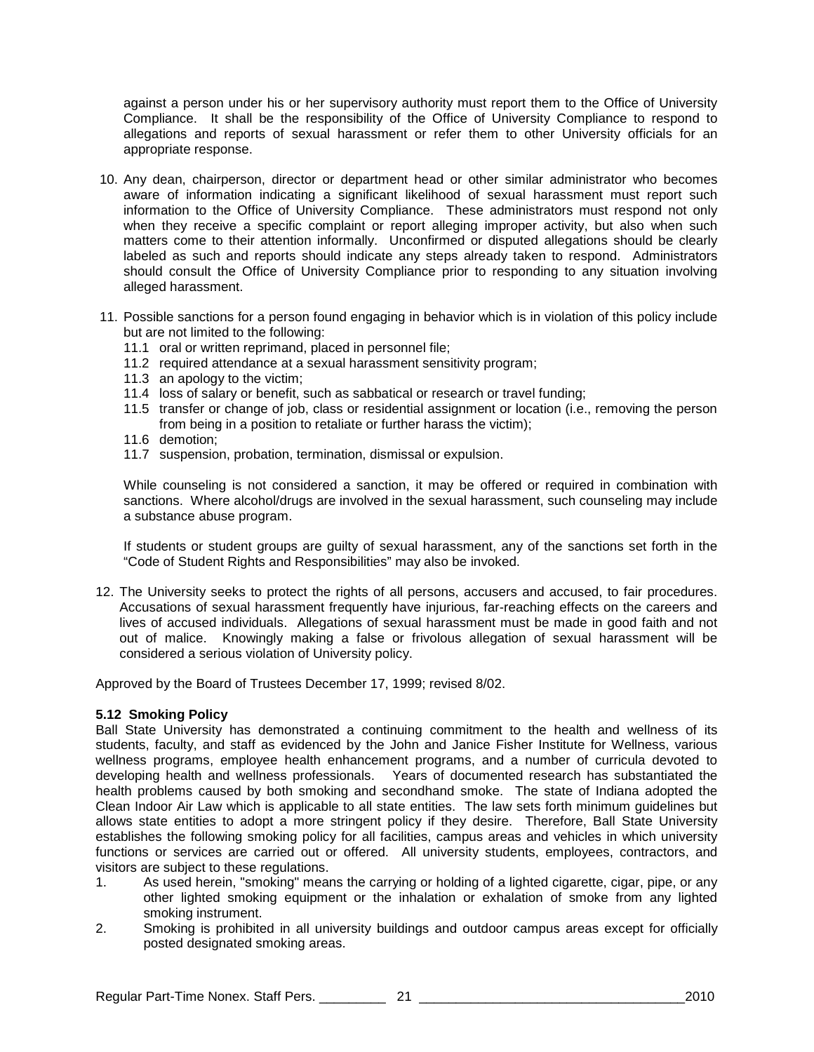against a person under his or her supervisory authority must report them to the Office of University Compliance. It shall be the responsibility of the Office of University Compliance to respond to allegations and reports of sexual harassment or refer them to other University officials for an appropriate response.

10. Any dean, chairperson, director or department head or other similar administrator who becomes aware of information indicating a significant likelihood of sexual harassment must report such information to the Office of University Compliance. These administrators must respond not only when they receive a specific complaint or report alleging improper activity, but also when such matters come to their attention informally. Unconfirmed or disputed allegations should be clearly labeled as such and reports should indicate any steps already taken to respond. Administrators should consult the Office of University Compliance prior to responding to any situation involving alleged harassment.

11. Possible sanctions for a person found engaging in behavior which is in violation of this policy include but are not limited to the following:
    - 11.1 oral or written reprimand, placed in personnel file;
    - 11.2 required attendance at a sexual harassment sensitivity program;
    - 11.3 an apology to the victim;
    - 11.4 loss of salary or benefit, such as sabbatical or research or travel funding;
    - 11.5 transfer or change of job, class or residential assignment or location (i.e., removing the person from being in a position to retaliate or further harass the victim);
    - 11.6 demotion;
    - 11.7 suspension, probation, termination, dismissal or expulsion.

    While counseling is not considered a sanction, it may be offered or required in combination with sanctions. Where alcohol/drugs are involved in the sexual harassment, such counseling may include a substance abuse program.

    If students or student groups are guilty of sexual harassment, any of the sanctions set forth in the "Code of Student Rights and Responsibilities" may also be invoked.

12. The University seeks to protect the rights of all persons, accusers and accused, to fair procedures. Accusations of sexual harassment frequently have injurious, far-reaching effects on the careers and lives of accused individuals. Allegations of sexual harassment must be made in good faith and not out of malice. Knowingly making a false or frivolous allegation of sexual harassment will be considered a serious violation of University policy.

Approved by the Board of Trustees December 17, 1999; revised 8/02.

**5.12 Smoking Policy**

Ball State University has demonstrated a continuing commitment to the health and wellness of its students, faculty, and staff as evidenced by the John and Janice Fisher Institute for Wellness, various wellness programs, employee health enhancement programs, and a number of curricula devoted to developing health and wellness professionals. Years of documented research has substantiated the health problems caused by both smoking and secondhand smoke. The state of Indiana adopted the Clean Indoor Air Law which is applicable to all state entities. The law sets forth minimum guidelines but allows state entities to adopt a more stringent policy if they desire. Therefore, Ball State University establishes the following smoking policy for all facilities, campus areas and vehicles in which university functions or services are carried out or offered. All university students, employees, contractors, and visitors are subject to these regulations.

1. As used herein, "smoking" means the carrying or holding of a lighted cigarette, cigar, pipe, or any other lighted smoking equipment or the inhalation or exhalation of smoke from any lighted smoking instrument.
2. Smoking is prohibited in all university buildings and outdoor campus areas except for officially posted designated smoking areas.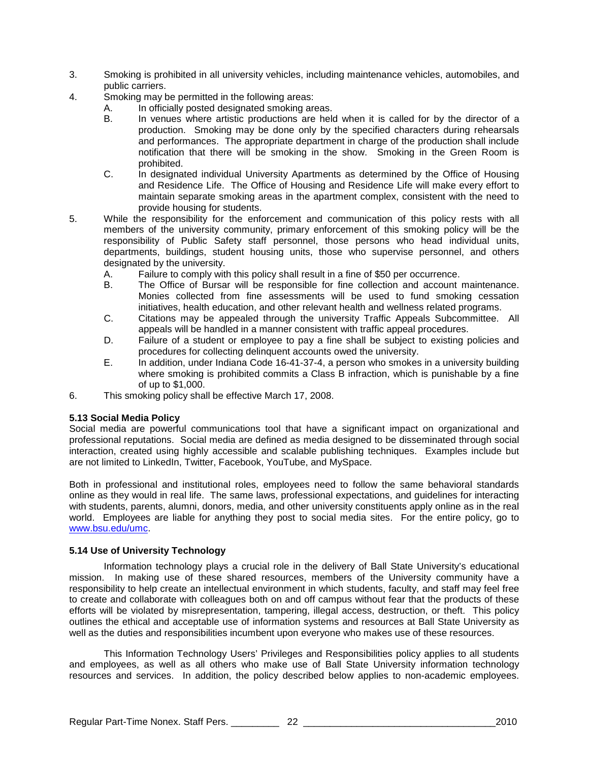3. Smoking is prohibited in all university vehicles, including maintenance vehicles, automobiles, and public carriers.
4. Smoking may be permitted in the following areas:
   A. In officially posted designated smoking areas.
   B. In venues where artistic productions are held when it is called for by the director of a production. Smoking may be done only by the specified characters during rehearsals and performances. The appropriate department in charge of the production shall include notification that there will be smoking in the show. Smoking in the Green Room is prohibited.
   C. In designated individual University Apartments as determined by the Office of Housing and Residence Life. The Office of Housing and Residence Life will make every effort to maintain separate smoking areas in the apartment complex, consistent with the need to provide housing for students.
5. While the responsibility for the enforcement and communication of this policy rests with all members of the university community, primary enforcement of this smoking policy will be the responsibility of Public Safety staff personnel, those persons who head individual units, departments, buildings, student housing units, those who supervise personnel, and others designated by the university.
   A. Failure to comply with this policy shall result in a fine of $50 per occurrence.
   B. The Office of Bursar will be responsible for fine collection and account maintenance. Monies collected from fine assessments will be used to fund smoking cessation initiatives, health education, and other relevant health and wellness related programs.
   C. Citations may be appealed through the university Traffic Appeals Subcommittee. All appeals will be handled in a manner consistent with traffic appeal procedures.
   D. Failure of a student or employee to pay a fine shall be subject to existing policies and procedures for collecting delinquent accounts owed the university.
   E. In addition, under Indiana Code 16-41-37-4, a person who smokes in a university building where smoking is prohibited commits a Class B infraction, which is punishable by a fine of up to $1,000.
6. This smoking policy shall be effective March 17, 2008.

**5.13 Social Media Policy**

Social media are powerful communications tool that have a significant impact on organizational and professional reputations. Social media are defined as media designed to be disseminated through social interaction, created using highly accessible and scalable publishing techniques. Examples include but are not limited to LinkedIn, Twitter, Facebook, YouTube, and MySpace.

Both in professional and institutional roles, employees need to follow the same behavioral standards online as they would in real life. The same laws, professional expectations, and guidelines for interacting with students, parents, alumni, donors, media, and other university constituents apply online as in the real world. Employees are liable for anything they post to social media sites. For the entire policy, go to www.bsu.edu/umc.

**5.14 Use of University Technology**

Information technology plays a crucial role in the delivery of Ball State University's educational mission. In making use of these shared resources, members of the University community have a responsibility to help create an intellectual environment in which students, faculty, and staff may feel free to create and collaborate with colleagues both on and off campus without fear that the products of these efforts will be violated by misrepresentation, tampering, illegal access, destruction, or theft. This policy outlines the ethical and acceptable use of information systems and resources at Ball State University as well as the duties and responsibilities incumbent upon everyone who makes use of these resources.

This Information Technology Users' Privileges and Responsibilities policy applies to all students and employees, as well as all others who make use of Ball State University information technology resources and services. In addition, the policy described below applies to non-academic employees.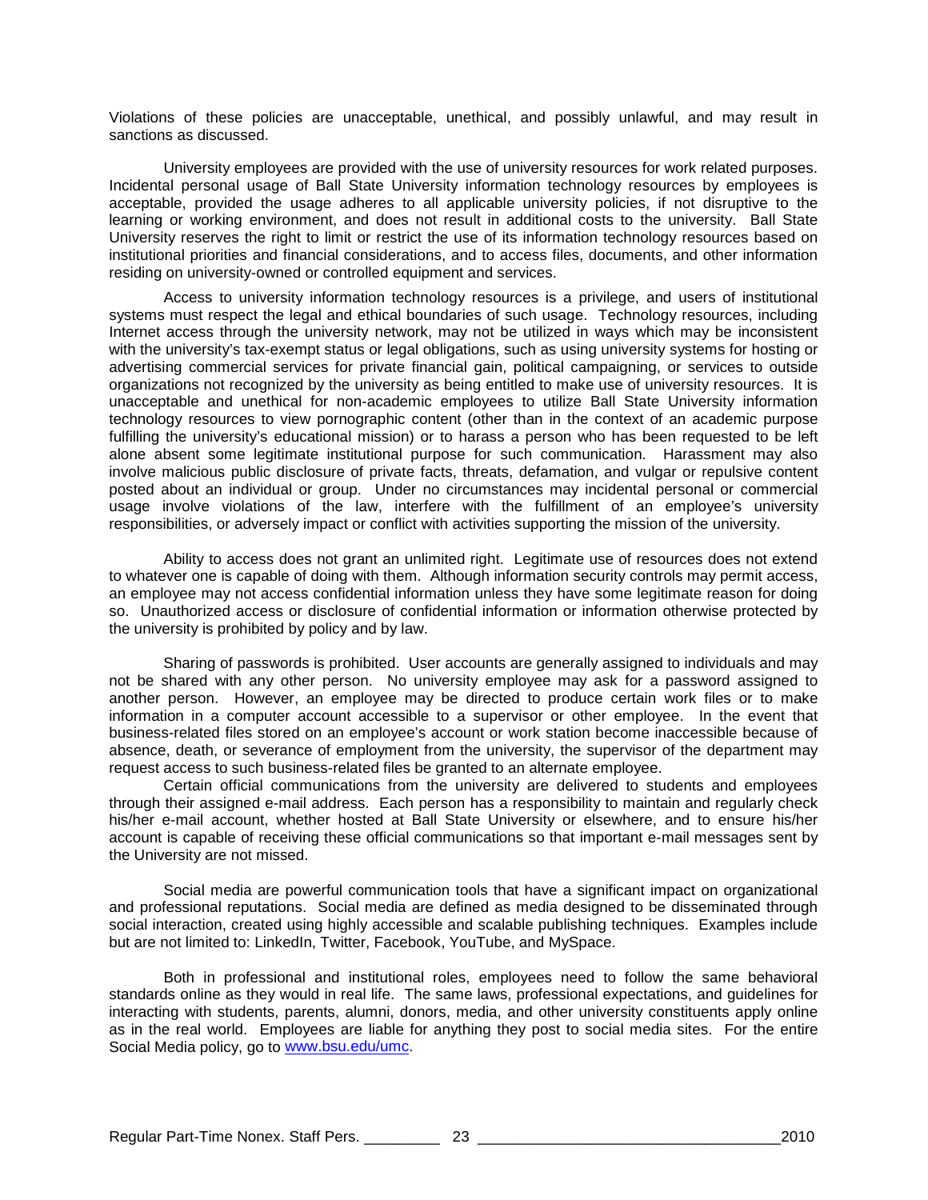Violations of these policies are unacceptable, unethical, and possibly unlawful, and may result in sanctions as discussed.

University employees are provided with the use of university resources for work related purposes. Incidental personal usage of Ball State University information technology resources by employees is acceptable, provided the usage adheres to all applicable university policies, if not disruptive to the learning or working environment, and does not result in additional costs to the university. Ball State University reserves the right to limit or restrict the use of its information technology resources based on institutional priorities and financial considerations, and to access files, documents, and other information residing on university-owned or controlled equipment and services.

Access to university information technology resources is a privilege, and users of institutional systems must respect the legal and ethical boundaries of such usage. Technology resources, including Internet access through the university network, may not be utilized in ways which may be inconsistent with the university's tax-exempt status or legal obligations, such as using university systems for hosting or advertising commercial services for private financial gain, political campaigning, or services to outside organizations not recognized by the university as being entitled to make use of university resources. It is unacceptable and unethical for non-academic employees to utilize Ball State University information technology resources to view pornographic content (other than in the context of an academic purpose fulfilling the university's educational mission) or to harass a person who has been requested to be left alone absent some legitimate institutional purpose for such communication. Harassment may also involve malicious public disclosure of private facts, threats, defamation, and vulgar or repulsive content posted about an individual or group. Under no circumstances may incidental personal or commercial usage involve violations of the law, interfere with the fulfillment of an employee's university responsibilities, or adversely impact or conflict with activities supporting the mission of the university.

Ability to access does not grant an unlimited right. Legitimate use of resources does not extend to whatever one is capable of doing with them. Although information security controls may permit access, an employee may not access confidential information unless they have some legitimate reason for doing so. Unauthorized access or disclosure of confidential information or information otherwise protected by the university is prohibited by policy and by law.

Sharing of passwords is prohibited. User accounts are generally assigned to individuals and may not be shared with any other person. No university employee may ask for a password assigned to another person. However, an employee may be directed to produce certain work files or to make information in a computer account accessible to a supervisor or other employee. In the event that business-related files stored on an employee's account or work station become inaccessible because of absence, death, or severance of employment from the university, the supervisor of the department may request access to such business-related files be granted to an alternate employee.

Certain official communications from the university are delivered to students and employees through their assigned e-mail address. Each person has a responsibility to maintain and regularly check his/her e-mail account, whether hosted at Ball State University or elsewhere, and to ensure his/her account is capable of receiving these official communications so that important e-mail messages sent by the University are not missed.

Social media are powerful communication tools that have a significant impact on organizational and professional reputations. Social media are defined as media designed to be disseminated through social interaction, created using highly accessible and scalable publishing techniques. Examples include but are not limited to: LinkedIn, Twitter, Facebook, YouTube, and MySpace.

Both in professional and institutional roles, employees need to follow the same behavioral standards online as they would in real life. The same laws, professional expectations, and guidelines for interacting with students, parents, alumni, donors, media, and other university constituents apply online as in the real world. Employees are liable for anything they post to social media sites. For the entire Social Media policy, go to [www.bsu.edu/umc](www.bsu.edu/umc).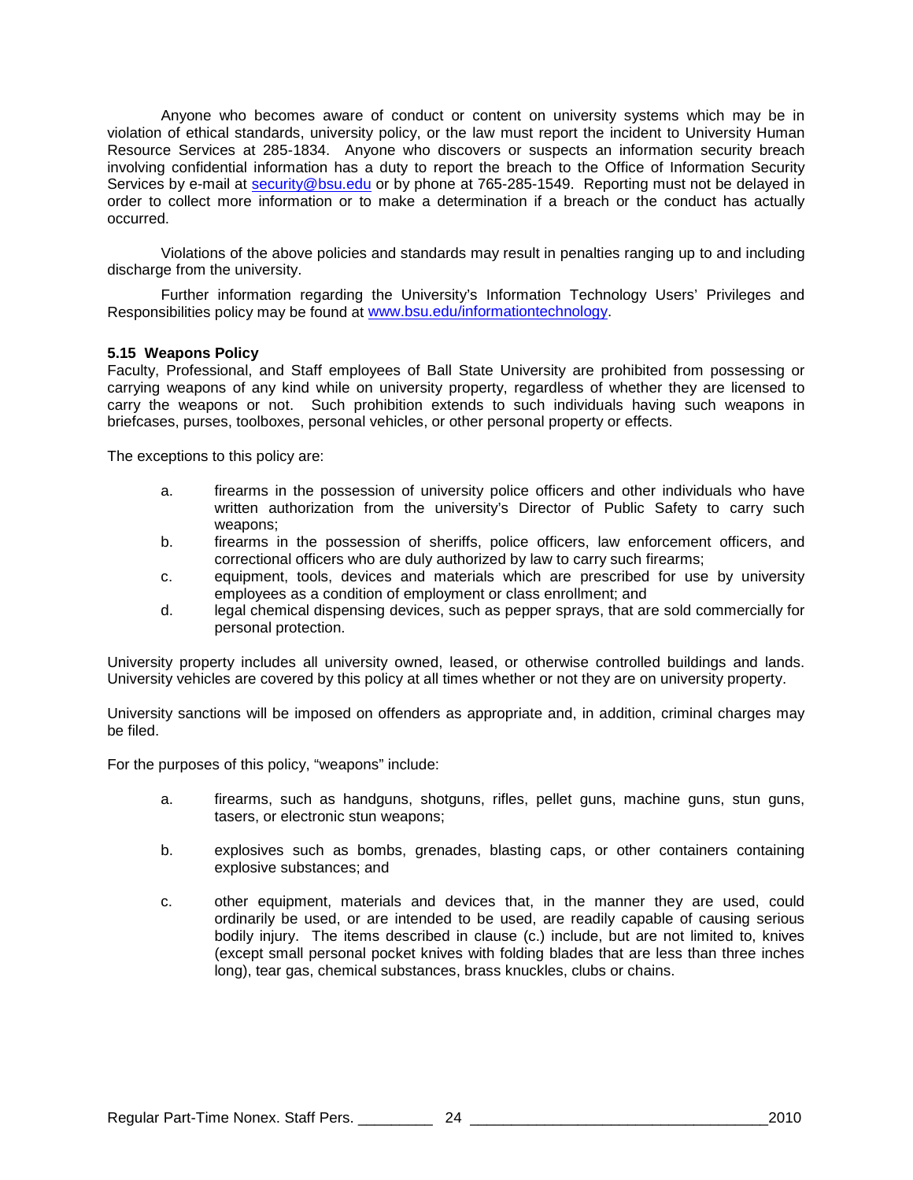Anyone who becomes aware of conduct or content on university systems which may be in violation of ethical standards, university policy, or the law must report the incident to University Human Resource Services at 285-1834. Anyone who discovers or suspects an information security breach involving confidential information has a duty to report the breach to the Office of Information Security Services by e-mail at security@bsu.edu or by phone at 765-285-1549. Reporting must not be delayed in order to collect more information or to make a determination if a breach or the conduct has actually occurred.

Violations of the above policies and standards may result in penalties ranging up to and including discharge from the university.

Further information regarding the University's Information Technology Users' Privileges and Responsibilities policy may be found at www.bsu.edu/informationtechnology.

**5.15 Weapons Policy**

Faculty, Professional, and Staff employees of Ball State University are prohibited from possessing or carrying weapons of any kind while on university property, regardless of whether they are licensed to carry the weapons or not. Such prohibition extends to such individuals having such weapons in briefcases, purses, toolboxes, personal vehicles, or other personal property or effects.

The exceptions to this policy are:

a. firearms in the possession of university police officers and other individuals who have written authorization from the university's Director of Public Safety to carry such weapons;
b. firearms in the possession of sheriffs, police officers, law enforcement officers, and correctional officers who are duly authorized by law to carry such firearms;
c. equipment, tools, devices and materials which are prescribed for use by university employees as a condition of employment or class enrollment; and
d. legal chemical dispensing devices, such as pepper sprays, that are sold commercially for personal protection.

University property includes all university owned, leased, or otherwise controlled buildings and lands. University vehicles are covered by this policy at all times whether or not they are on university property.

University sanctions will be imposed on offenders as appropriate and, in addition, criminal charges may be filed.

For the purposes of this policy, "weapons" include:

a. firearms, such as handguns, shotguns, rifles, pellet guns, machine guns, stun guns, tasers, or electronic stun weapons;

b. explosives such as bombs, grenades, blasting caps, or other containers containing explosive substances; and

c. other equipment, materials and devices that, in the manner they are used, could ordinarily be used, or are intended to be used, are readily capable of causing serious bodily injury. The items described in clause (c.) include, but are not limited to, knives (except small personal pocket knives with folding blades that are less than three inches long), tear gas, chemical substances, brass knuckles, clubs or chains.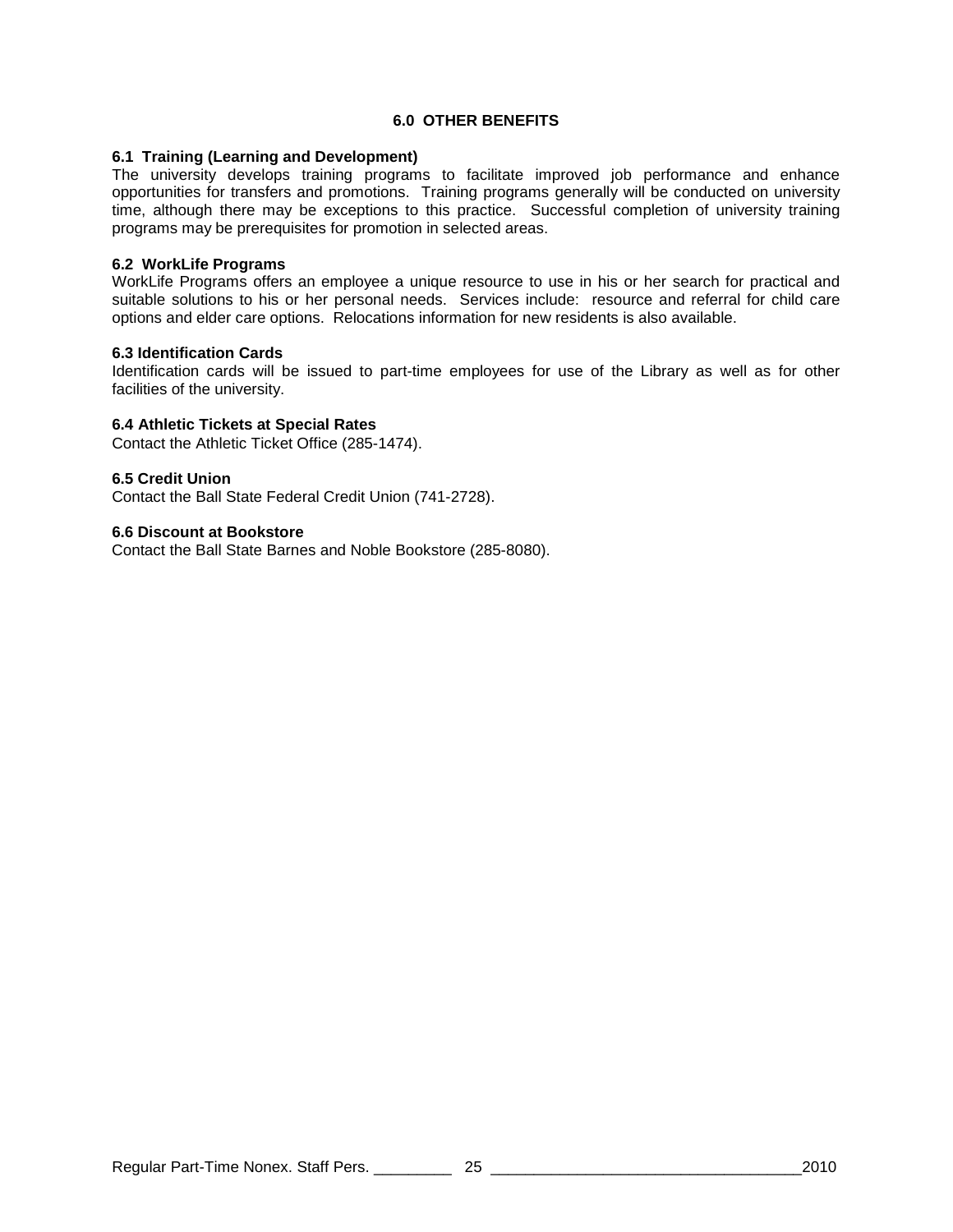## 6.0 OTHER BENEFITS

### 6.1 Training (Learning and Development)

The university develops training programs to facilitate improved job performance and enhance opportunities for transfers and promotions. Training programs generally will be conducted on university time, although there may be exceptions to this practice. Successful completion of university training programs may be prerequisites for promotion in selected areas.

### 6.2 WorkLife Programs

WorkLife Programs offers an employee a unique resource to use in his or her search for practical and suitable solutions to his or her personal needs. Services include: resource and referral for child care options and elder care options. Relocations information for new residents is also available.

### 6.3 Identification Cards

Identification cards will be issued to part-time employees for use of the Library as well as for other facilities of the university.

### 6.4 Athletic Tickets at Special Rates

Contact the Athletic Ticket Office (285-1474).

### 6.5 Credit Union

Contact the Ball State Federal Credit Union (741-2728).

### 6.6 Discount at Bookstore

Contact the Ball State Barnes and Noble Bookstore (285-8080).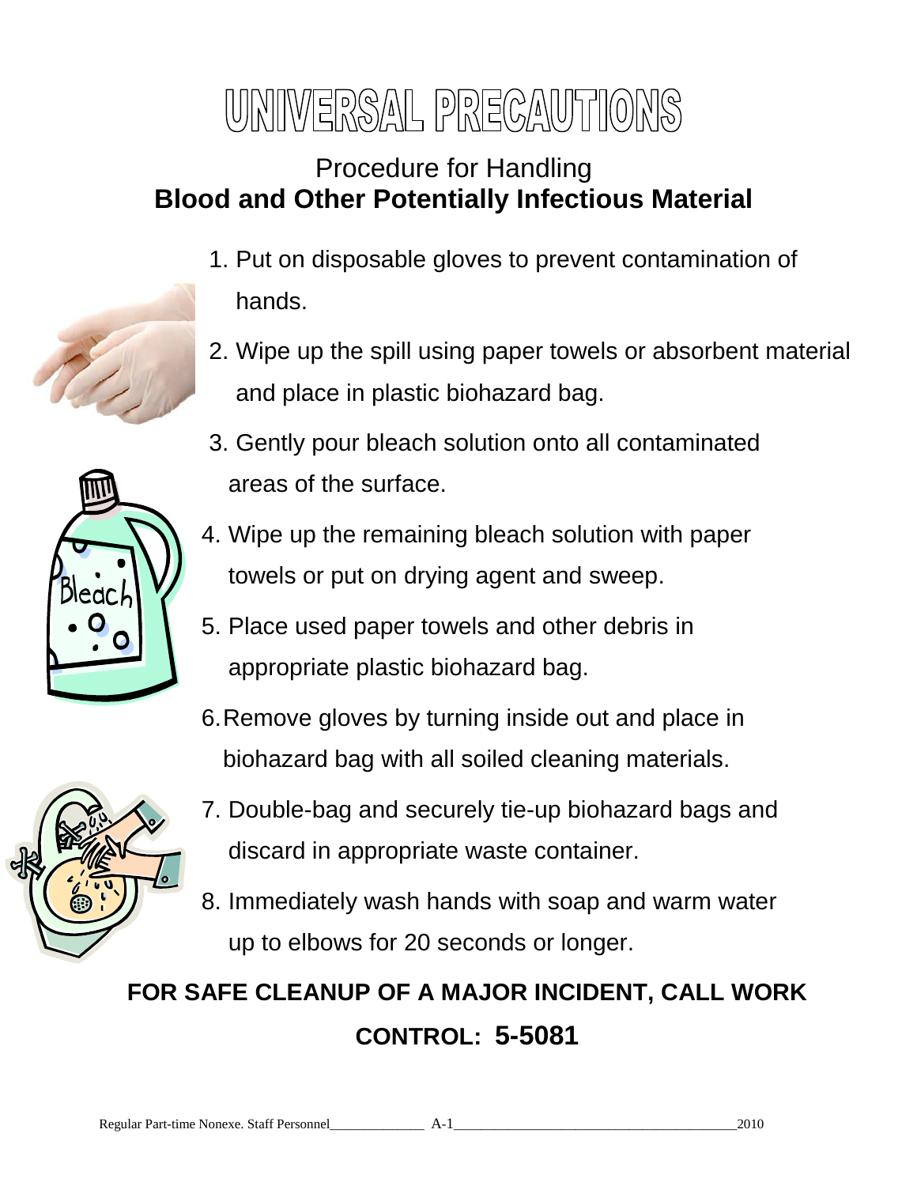# UNIVERSAL PRECAUTIONS

## Procedure for Handling
## **Blood and Other Potentially Infectious Material**

1. Put on disposable gloves to prevent contamination of hands.
2. Wipe up the spill using paper towels or absorbent material and place in plastic biohazard bag.
3. Gently pour bleach solution onto all contaminated areas of the surface.
4. Wipe up the remaining bleach solution with paper towels or put on drying agent and sweep.
5. Place used paper towels and other debris in appropriate plastic biohazard bag.
6. Remove gloves by turning inside out and place in biohazard bag with all soiled cleaning materials.
7. Double-bag and securely tie-up biohazard bags and discard in appropriate waste container.
8. Immediately wash hands with soap and warm water up to elbows for 20 seconds or longer.

**FOR SAFE CLEANUP OF A MAJOR INCIDENT, CALL WORK CONTROL: 5-5081**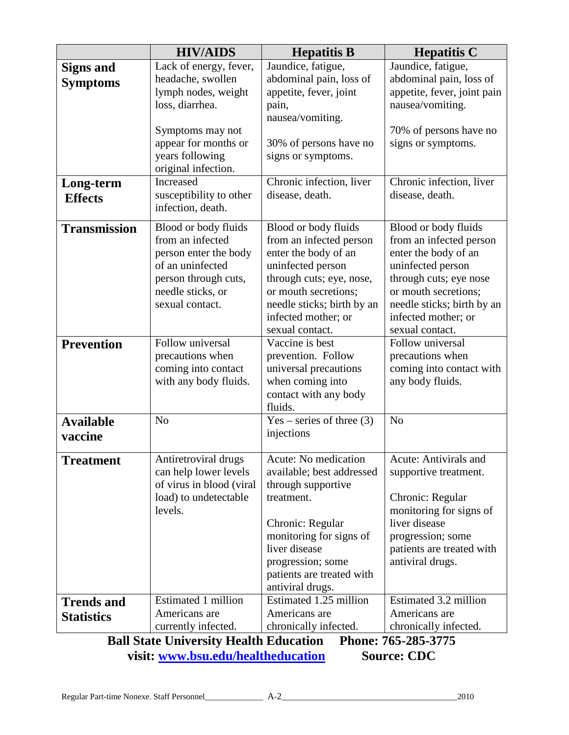| | HIV/AIDS | Hepatitis B | Hepatitis C |
|---|---|---|---|
| **Signs and Symptoms** | Lack of energy, fever, headache, swollen lymph nodes, weight loss, diarrhea.<br><br>Symptoms may not appear for months or years following original infection. | Jaundice, fatigue, abdominal pain, loss of appetite, fever, joint pain, nausea/vomiting.<br><br>30% of persons have no signs or symptoms. | Jaundice, fatigue, abdominal pain, loss of appetite, fever, joint pain nausea/vomiting.<br><br>70% of persons have no signs or symptoms. |
| **Long-term Effects** | Increased susceptibility to other infection, death. | Chronic infection, liver disease, death. | Chronic infection, liver disease, death. |
| **Transmission** | Blood or body fluids from an infected person enter the body of an uninfected person through cuts, needle sticks, or sexual contact. | Blood or body fluids from an infected person enter the body of an uninfected person through cuts; eye, nose, or mouth secretions; needle sticks; birth by an infected mother; or sexual contact. | Blood or body fluids from an infected person enter the body of an uninfected person through cuts; eye nose or mouth secretions; needle sticks; birth by an infected mother; or sexual contact. |
| **Prevention** | Follow universal precautions when coming into contact with any body fluids. | Vaccine is best prevention. Follow universal precautions when coming into contact with any body fluids. | Follow universal precautions when coming into contact with any body fluids. |
| **Available vaccine** | No | Yes – series of three (3) injections | No |
| **Treatment** | Antiretroviral drugs can help lower levels of virus in blood (viral load) to undetectable levels. | Acute: No medication available; best addressed through supportive treatment.<br><br>Chronic: Regular monitoring for signs of liver disease progression; some patients are treated with antiviral drugs. | Acute: Antivirals and supportive treatment.<br><br>Chronic: Regular monitoring for signs of liver disease progression; some patients are treated with antiviral drugs. |
| **Trends and Statistics** | Estimated 1 million Americans are currently infected. | Estimated 1.25 million Americans are chronically infected. | Estimated 3.2 million Americans are chronically infected. |

**Ball State University Health Education Phone: 765-285-3775**
**visit: www.bsu.edu/healtheducation Source: CDC**